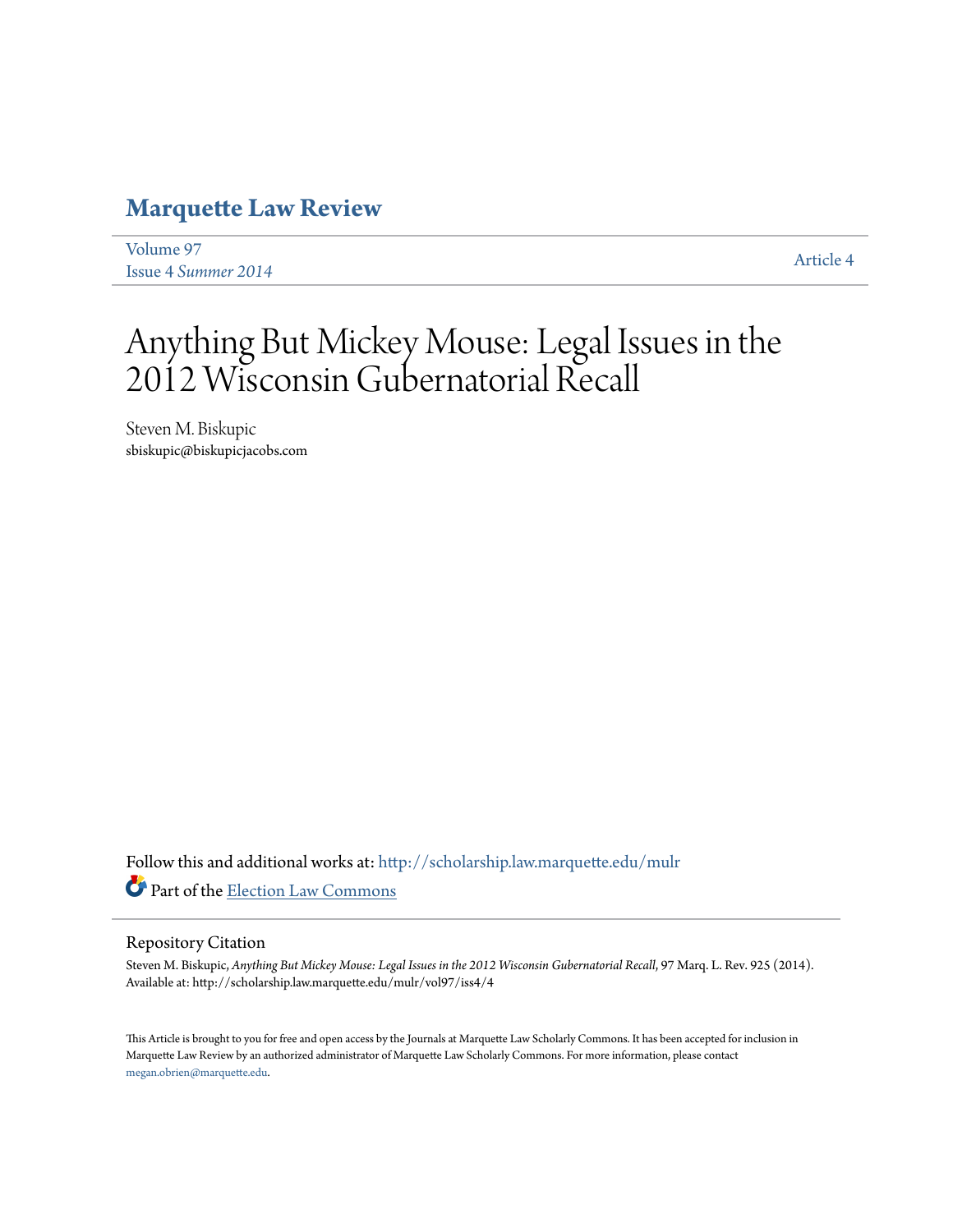# Marquette Law Review

Volume 97
Issue 4 *Summer 2014*

Article 4

# Anything But Mickey Mouse: Legal Issues in the 2012 Wisconsin Gubernatorial Recall

Steven M. Biskupic
sbiskupic@biskupicjacobs.com

Follow this and additional works at: http://scholarship.law.marquette.edu/mulr

Part of the Election Law Commons

## Repository Citation

Steven M. Biskupic, *Anything But Mickey Mouse: Legal Issues in the 2012 Wisconsin Gubernatorial Recall*, 97 Marq. L. Rev. 925 (2014).
Available at: http://scholarship.law.marquette.edu/mulr/vol97/iss4/4

This Article is brought to you for free and open access by the Journals at Marquette Law Scholarly Commons. It has been accepted for inclusion in Marquette Law Review by an authorized administrator of Marquette Law Scholarly Commons. For more information, please contact megan.obrien@marquette.edu.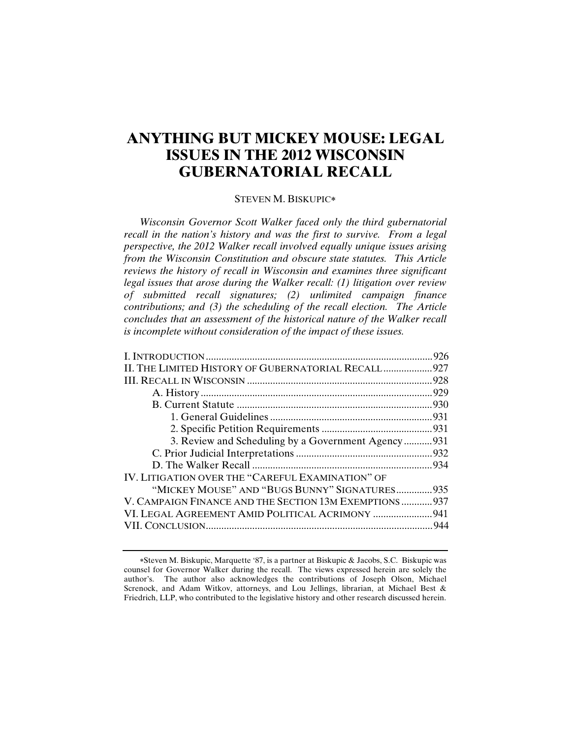# ANYTHING BUT MICKEY MOUSE: LEGAL ISSUES IN THE 2012 WISCONSIN GUBERNATORIAL RECALL

STEVEN M. BISKUPIC*

*Wisconsin Governor Scott Walker faced only the third gubernatorial recall in the nation's history and was the first to survive. From a legal perspective, the 2012 Walker recall involved equally unique issues arising from the Wisconsin Constitution and obscure state statutes. This Article reviews the history of recall in Wisconsin and examines three significant legal issues that arose during the Walker recall: (1) litigation over review of submitted recall signatures; (2) unlimited campaign finance contributions; and (3) the scheduling of the recall election. The Article concludes that an assessment of the historical nature of the Walker recall is incomplete without consideration of the impact of these issues.*

I. INTRODUCTION ........................................................................................ 926
II. THE LIMITED HISTORY OF GUBERNATORIAL RECALL ................... 927
III. RECALL IN WISCONSIN ....................................................................... 928
  A. History ......................................................................................... 929
  B. Current Statute ............................................................................ 930
    1. General Guidelines ................................................................ 931
    2. Specific Petition Requirements ........................................... 931
    3. Review and Scheduling by a Government Agency ........... 931
  C. Prior Judicial Interpretations ..................................................... 932
  D. The Walker Recall ...................................................................... 934
IV. LITIGATION OVER THE "CAREFUL EXAMINATION" OF "MICKEY MOUSE" AND "BUGS BUNNY" SIGNATURES .............. 935
V. CAMPAIGN FINANCE AND THE SECTION 13M EXEMPTIONS ............ 937
VI. LEGAL AGREEMENT AMID POLITICAL ACRIMONY ....................... 941
VII. CONCLUSION ........................................................................................ 944

---

*Steven M. Biskupic, Marquette '87, is a partner at Biskupic & Jacobs, S.C. Biskupic was counsel for Governor Walker during the recall. The views expressed herein are solely the author's. The author also acknowledges the contributions of Joseph Olson, Michael Screnock, and Adam Witkov, attorneys, and Lou Jellings, librarian, at Michael Best & Friedrich, LLP, who contributed to the legislative history and other research discussed herein.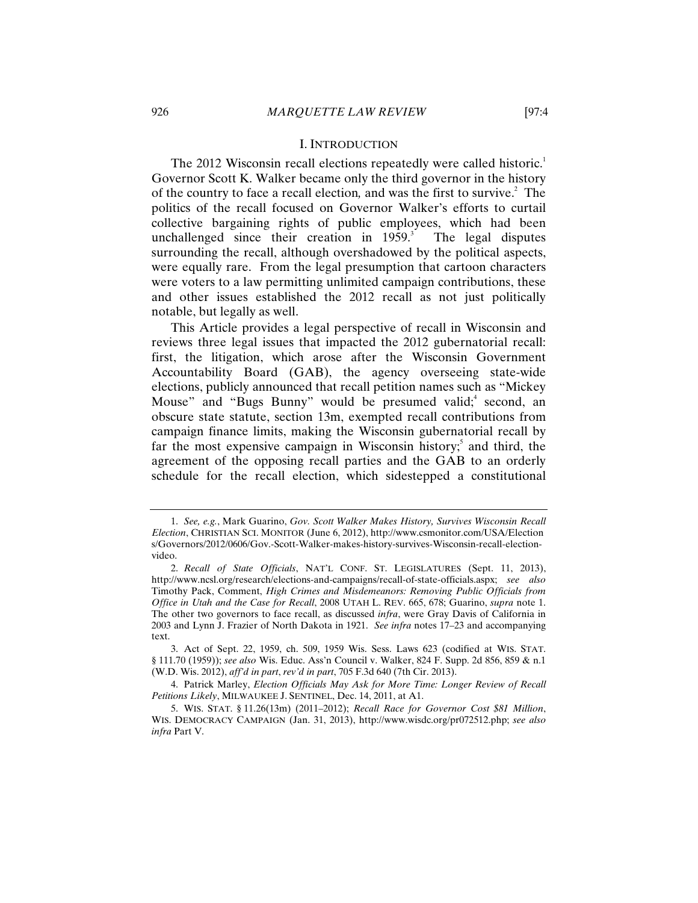## I. INTRODUCTION

The 2012 Wisconsin recall elections repeatedly were called historic.[1] Governor Scott K. Walker became only the third governor in the history of the country to face a recall election*,* and was the first to survive.[2] The politics of the recall focused on Governor Walker's efforts to curtail collective bargaining rights of public employees, which had been unchallenged since their creation in 1959.[3] The legal disputes surrounding the recall, although overshadowed by the political aspects, were equally rare. From the legal presumption that cartoon characters were voters to a law permitting unlimited campaign contributions, these and other issues established the 2012 recall as not just politically notable, but legally as well.

This Article provides a legal perspective of recall in Wisconsin and reviews three legal issues that impacted the 2012 gubernatorial recall: first, the litigation, which arose after the Wisconsin Government Accountability Board (GAB), the agency overseeing state-wide elections, publicly announced that recall petition names such as "Mickey Mouse" and "Bugs Bunny" would be presumed valid;[4] second, an obscure state statute, section 13m, exempted recall contributions from campaign finance limits, making the Wisconsin gubernatorial recall by far the most expensive campaign in Wisconsin history;[5] and third, the agreement of the opposing recall parties and the GAB to an orderly schedule for the recall election, which sidestepped a constitutional

---

1. *See, e.g.*, Mark Guarino, *Gov. Scott Walker Makes History, Survives Wisconsin Recall Election*, CHRISTIAN SCI. MONITOR (June 6, 2012), http://www.csmonitor.com/USA/Elections/Governors/2012/0606/Gov.-Scott-Walker-makes-history-survives-Wisconsin-recall-election-video.

2. *Recall of State Officials*, NAT'L CONF. ST. LEGISLATURES (Sept. 11, 2013), http://www.ncsl.org/research/elections-and-campaigns/recall-of-state-officials.aspx; *see also* Timothy Pack, Comment, *High Crimes and Misdemeanors: Removing Public Officials from Office in Utah and the Case for Recall*, 2008 UTAH L. REV. 665, 678; Guarino, *supra* note 1. The other two governors to face recall, as discussed *infra*, were Gray Davis of California in 2003 and Lynn J. Frazier of North Dakota in 1921. *See infra* notes 17–23 and accompanying text.

3. Act of Sept. 22, 1959, ch. 509, 1959 Wis. Sess. Laws 623 (codified at WIS. STAT. § 111.70 (1959)); *see also* Wis. Educ. Ass'n Council v. Walker, 824 F. Supp. 2d 856, 859 & n.1 (W.D. Wis. 2012), *aff'd in part*, *rev'd in part*, 705 F.3d 640 (7th Cir. 2013).

4. Patrick Marley, *Election Officials May Ask for More Time: Longer Review of Recall Petitions Likely*, MILWAUKEE J. SENTINEL, Dec. 14, 2011, at A1.

5. WIS. STAT. § 11.26(13m) (2011–2012); *Recall Race for Governor Cost $81 Million*, WIS. DEMOCRACY CAMPAIGN (Jan. 31, 2013), http://www.wisdc.org/pr072512.php; *see also infra* Part V.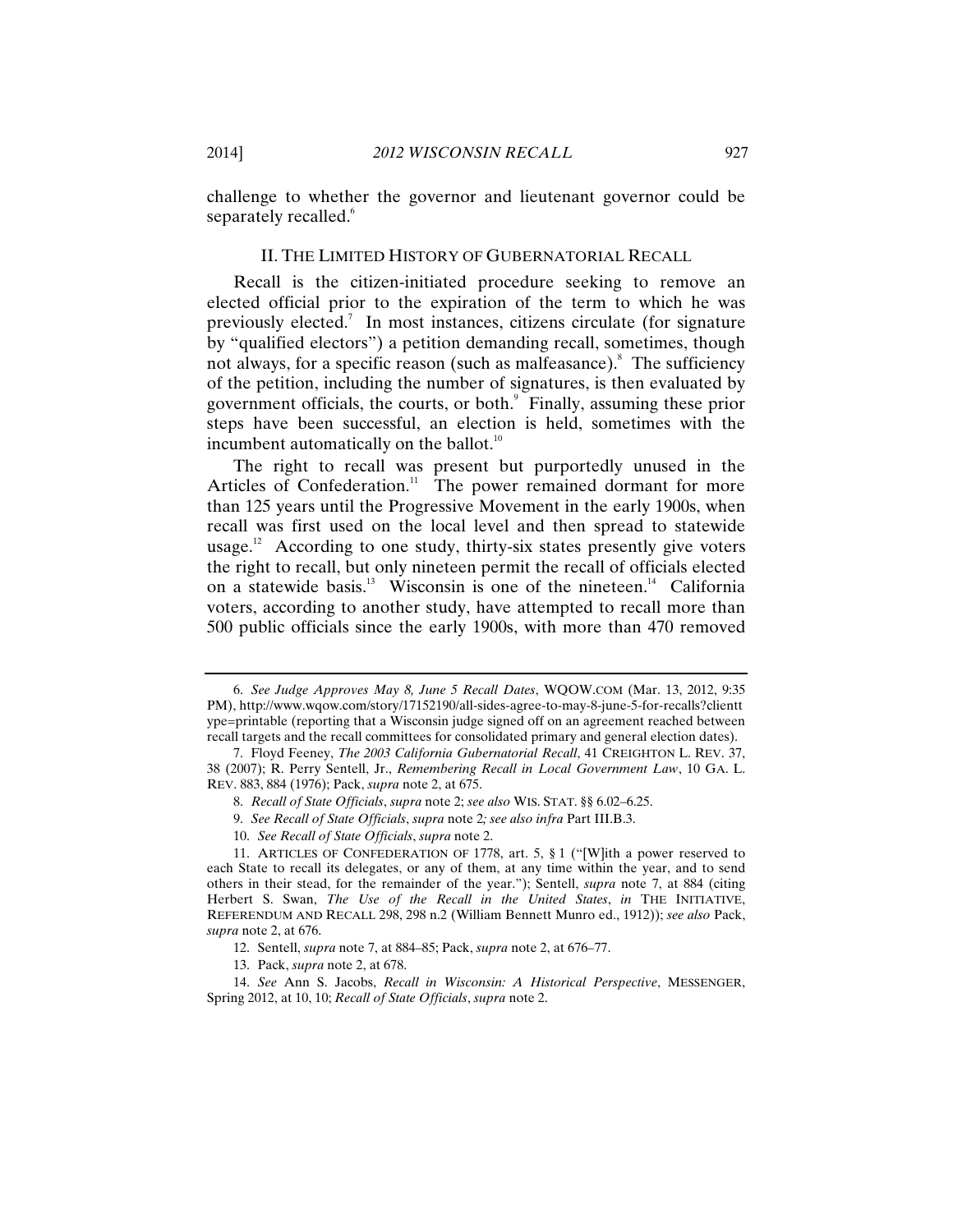challenge to whether the governor and lieutenant governor could be separately recalled.[6]

## II. THE LIMITED HISTORY OF GUBERNATORIAL RECALL

Recall is the citizen-initiated procedure seeking to remove an elected official prior to the expiration of the term to which he was previously elected.[7] In most instances, citizens circulate (for signature by "qualified electors") a petition demanding recall, sometimes, though not always, for a specific reason (such as malfeasance).[8] The sufficiency of the petition, including the number of signatures, is then evaluated by government officials, the courts, or both.[9] Finally, assuming these prior steps have been successful, an election is held, sometimes with the incumbent automatically on the ballot.[10]

The right to recall was present but purportedly unused in the Articles of Confederation.[11] The power remained dormant for more than 125 years until the Progressive Movement in the early 1900s, when recall was first used on the local level and then spread to statewide usage.[12] According to one study, thirty-six states presently give voters the right to recall, but only nineteen permit the recall of officials elected on a statewide basis.[13] Wisconsin is one of the nineteen.[14] California voters, according to another study, have attempted to recall more than 500 public officials since the early 1900s, with more than 470 removed

---

6. *See Judge Approves May 8, June 5 Recall Dates*, WQOW.COM (Mar. 13, 2012, 9:35 PM), http://www.wqow.com/story/17152190/all-sides-agree-to-may-8-june-5-for-recalls?clienttype=printable (reporting that a Wisconsin judge signed off on an agreement reached between recall targets and the recall committees for consolidated primary and general election dates).

7. Floyd Feeney, *The 2003 California Gubernatorial Recall*, 41 CREIGHTON L. REV. 37, 38 (2007); R. Perry Sentell, Jr., *Remembering Recall in Local Government Law*, 10 GA. L. REV. 883, 884 (1976); Pack, *supra* note 2, at 675.

8. *Recall of State Officials*, *supra* note 2; *see also* WIS. STAT. §§ 6.02–6.25.

9. *See Recall of State Officials*, *supra* note 2*; see also infra* Part III.B.3.

10. *See Recall of State Officials*, *supra* note 2.

11. ARTICLES OF CONFEDERATION OF 1778, art. 5, § 1 ("[W]ith a power reserved to each State to recall its delegates, or any of them, at any time within the year, and to send others in their stead, for the remainder of the year."); Sentell, *supra* note 7, at 884 (citing Herbert S. Swan, *The Use of the Recall in the United States*, *in* THE INITIATIVE, REFERENDUM AND RECALL 298, 298 n.2 (William Bennett Munro ed., 1912)); *see also* Pack, *supra* note 2, at 676.

12. Sentell, *supra* note 7, at 884–85; Pack, *supra* note 2, at 676–77.

13. Pack, *supra* note 2, at 678.

14. *See* Ann S. Jacobs, *Recall in Wisconsin: A Historical Perspective*, MESSENGER, Spring 2012, at 10, 10; *Recall of State Officials*, *supra* note 2.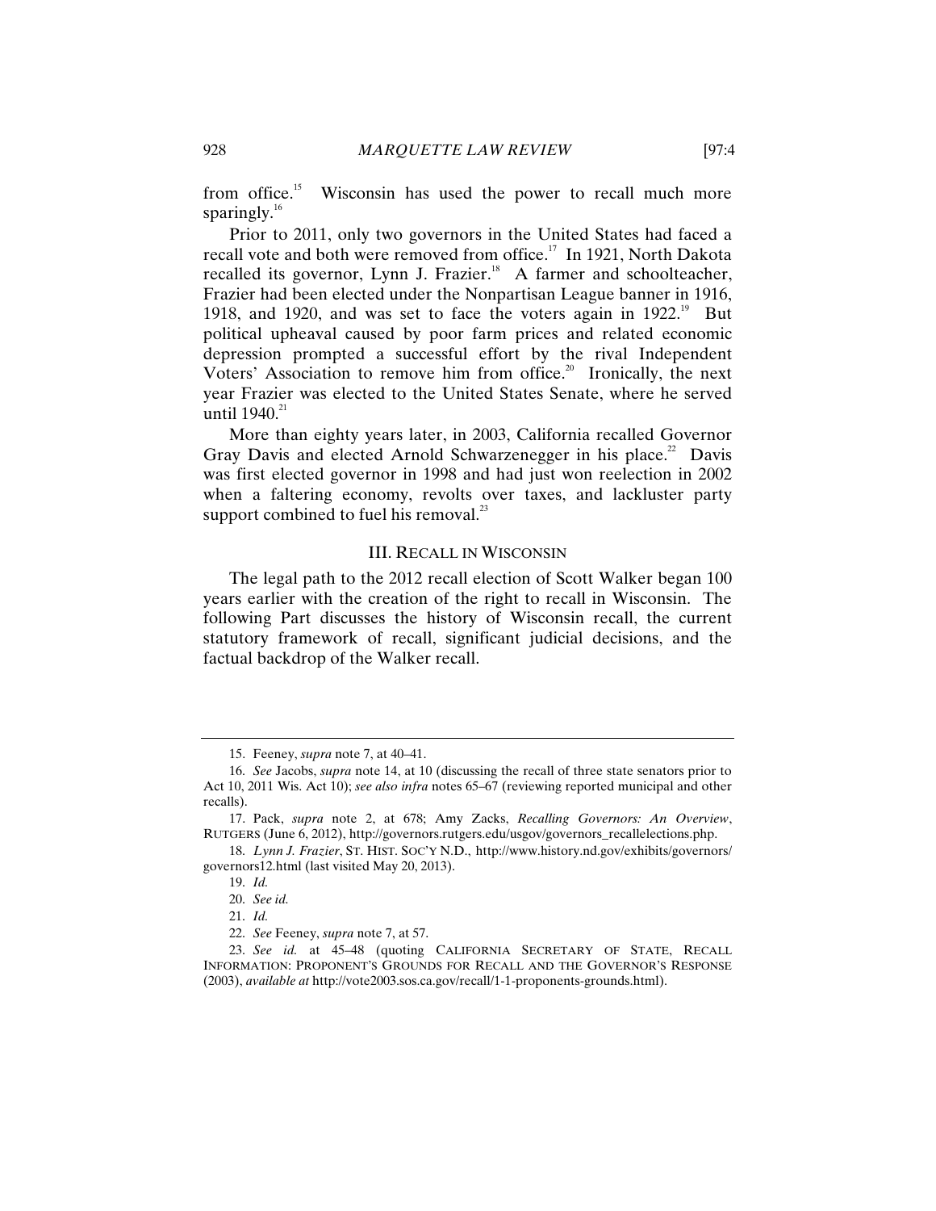from office.[15] Wisconsin has used the power to recall much more sparingly.[16]

Prior to 2011, only two governors in the United States had faced a recall vote and both were removed from office.[17] In 1921, North Dakota recalled its governor, Lynn J. Frazier.[18] A farmer and schoolteacher, Frazier had been elected under the Nonpartisan League banner in 1916, 1918, and 1920, and was set to face the voters again in 1922.[19] But political upheaval caused by poor farm prices and related economic depression prompted a successful effort by the rival Independent Voters' Association to remove him from office.[20] Ironically, the next year Frazier was elected to the United States Senate, where he served until 1940.[21]

More than eighty years later, in 2003, California recalled Governor Gray Davis and elected Arnold Schwarzenegger in his place.[22] Davis was first elected governor in 1998 and had just won reelection in 2002 when a faltering economy, revolts over taxes, and lackluster party support combined to fuel his removal.[23]

## III. RECALL IN WISCONSIN

The legal path to the 2012 recall election of Scott Walker began 100 years earlier with the creation of the right to recall in Wisconsin. The following Part discusses the history of Wisconsin recall, the current statutory framework of recall, significant judicial decisions, and the factual backdrop of the Walker recall.

---

15. Feeney, *supra* note 7, at 40–41.

16. *See* Jacobs, *supra* note 14, at 10 (discussing the recall of three state senators prior to Act 10, 2011 Wis. Act 10); *see also infra* notes 65–67 (reviewing reported municipal and other recalls).

17. Pack, *supra* note 2, at 678; Amy Zacks, *Recalling Governors: An Overview*, RUTGERS (June 6, 2012), http://governors.rutgers.edu/usgov/governors_recallelections.php.

18. *Lynn J. Frazier*, ST. HIST. SOC'Y N.D., http://www.history.nd.gov/exhibits/governors/governors12.html (last visited May 20, 2013).

19. *Id.*

20. *See id.*

21. *Id.*

22. *See* Feeney, *supra* note 7, at 57.

23. *See id.* at 45–48 (quoting CALIFORNIA SECRETARY OF STATE, RECALL INFORMATION: PROPONENT'S GROUNDS FOR RECALL AND THE GOVERNOR'S RESPONSE (2003), *available at* http://vote2003.sos.ca.gov/recall/1-1-proponents-grounds.html).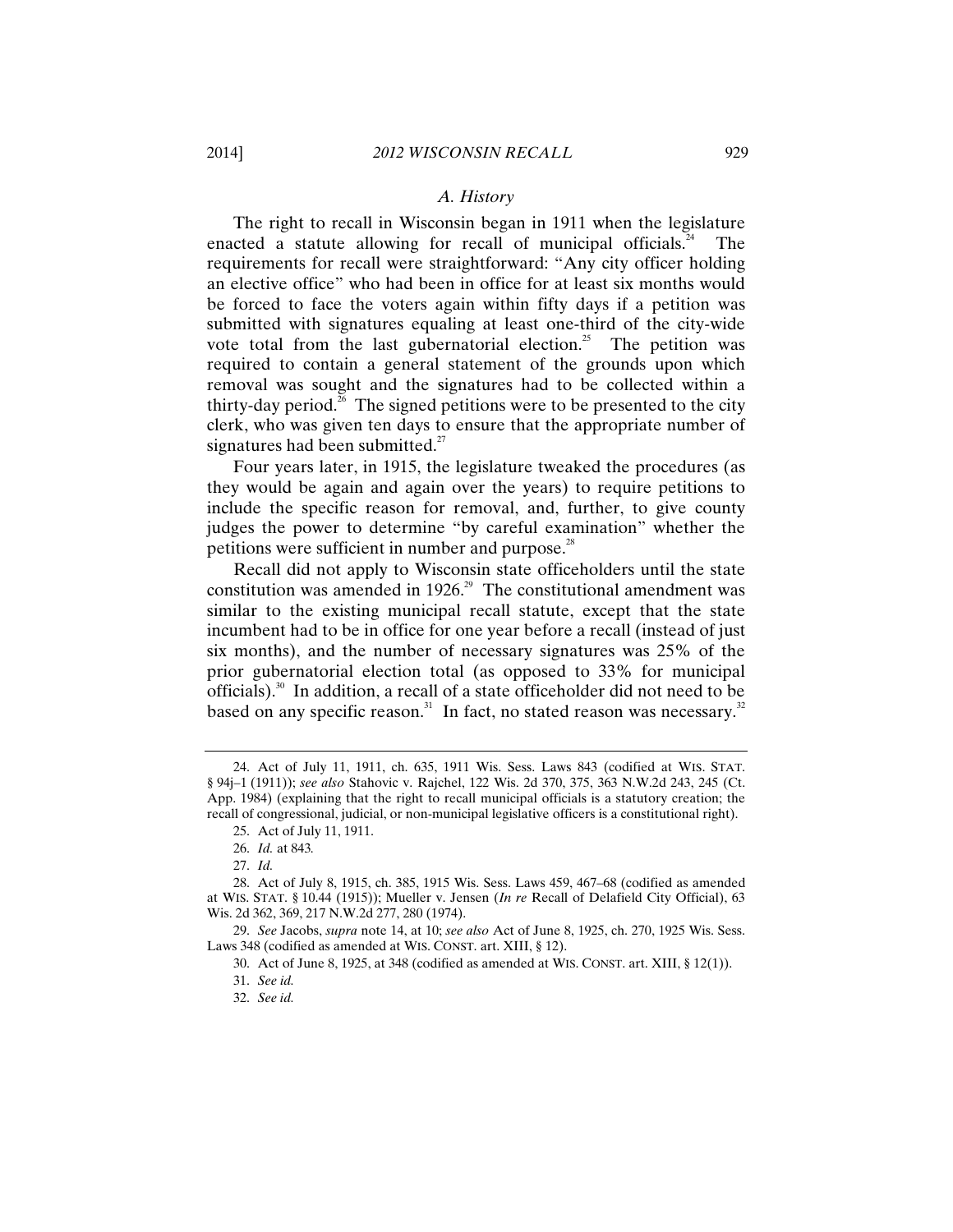### *A. History*

The right to recall in Wisconsin began in 1911 when the legislature enacted a statute allowing for recall of municipal officials.[24] The requirements for recall were straightforward: "Any city officer holding an elective office" who had been in office for at least six months would be forced to face the voters again within fifty days if a petition was submitted with signatures equaling at least one-third of the city-wide vote total from the last gubernatorial election.[25] The petition was required to contain a general statement of the grounds upon which removal was sought and the signatures had to be collected within a thirty-day period.[26] The signed petitions were to be presented to the city clerk, who was given ten days to ensure that the appropriate number of signatures had been submitted.[27]

Four years later, in 1915, the legislature tweaked the procedures (as they would be again and again over the years) to require petitions to include the specific reason for removal, and, further, to give county judges the power to determine "by careful examination" whether the petitions were sufficient in number and purpose.[28]

Recall did not apply to Wisconsin state officeholders until the state constitution was amended in 1926.[29] The constitutional amendment was similar to the existing municipal recall statute, except that the state incumbent had to be in office for one year before a recall (instead of just six months), and the number of necessary signatures was 25% of the prior gubernatorial election total (as opposed to 33% for municipal officials).[30] In addition, a recall of a state officeholder did not need to be based on any specific reason.[31] In fact, no stated reason was necessary.[32]

---

24. Act of July 11, 1911, ch. 635, 1911 Wis. Sess. Laws 843 (codified at WIS. STAT. § 94j–1 (1911)); *see also* Stahovic v. Rajchel, 122 Wis. 2d 370, 375, 363 N.W.2d 243, 245 (Ct. App. 1984) (explaining that the right to recall municipal officials is a statutory creation; the recall of congressional, judicial, or non-municipal legislative officers is a constitutional right).

25. Act of July 11, 1911.

26. *Id.* at 843.

27. *Id.*

28. Act of July 8, 1915, ch. 385, 1915 Wis. Sess. Laws 459, 467–68 (codified as amended at WIS. STAT. § 10.44 (1915)); Mueller v. Jensen (*In re* Recall of Delafield City Official), 63 Wis. 2d 362, 369, 217 N.W.2d 277, 280 (1974).

29. *See* Jacobs, *supra* note 14, at 10; *see also* Act of June 8, 1925, ch. 270, 1925 Wis. Sess. Laws 348 (codified as amended at WIS. CONST. art. XIII, § 12).

30. Act of June 8, 1925, at 348 (codified as amended at WIS. CONST. art. XIII, § 12(1)).

31. *See id.*

32. *See id.*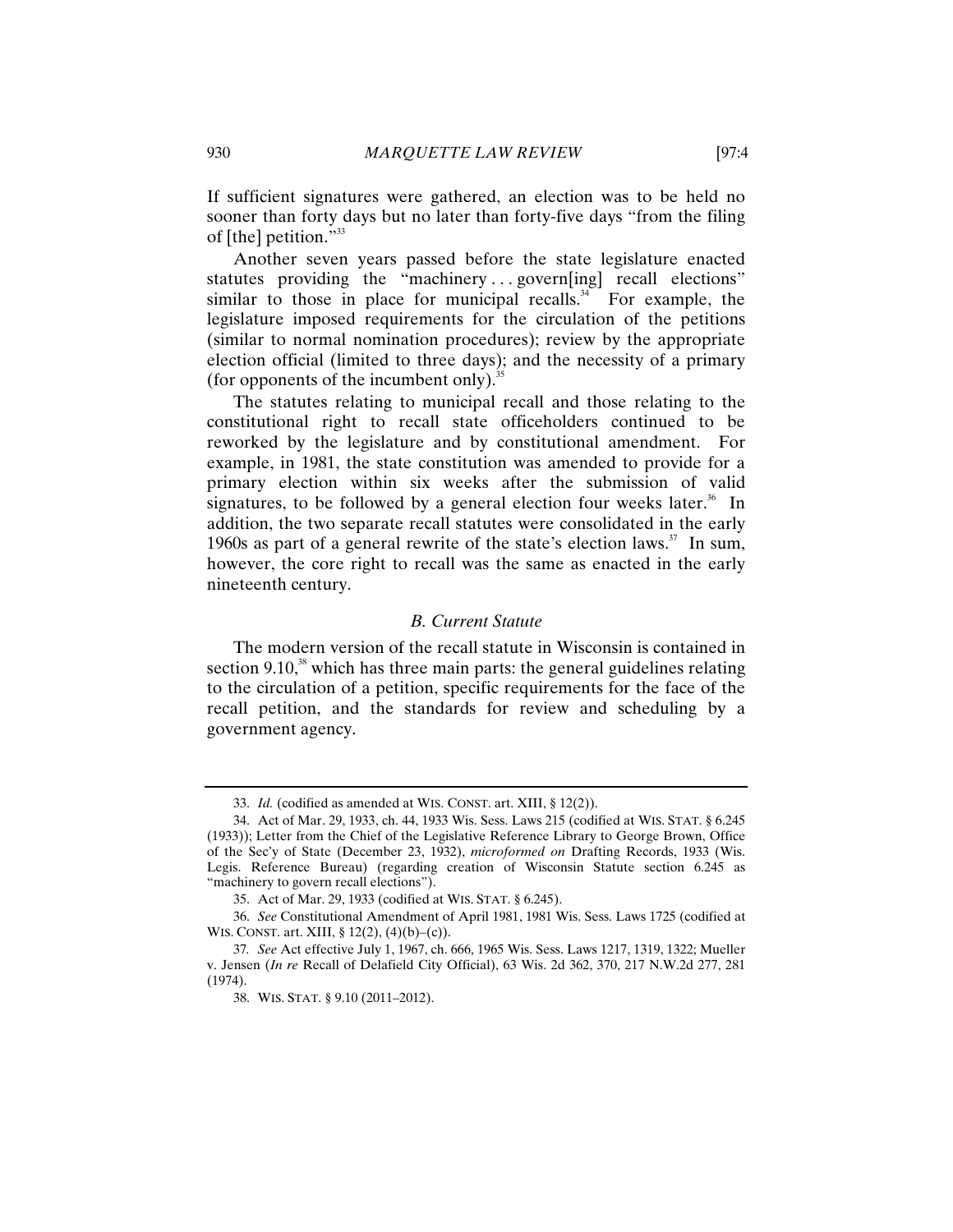If sufficient signatures were gathered, an election was to be held no sooner than forty days but no later than forty-five days "from the filing of [the] petition."[33]

Another seven years passed before the state legislature enacted statutes providing the "machinery . . . govern[ing] recall elections" similar to those in place for municipal recalls.[34] For example, the legislature imposed requirements for the circulation of the petitions (similar to normal nomination procedures); review by the appropriate election official (limited to three days); and the necessity of a primary (for opponents of the incumbent only).[35]

The statutes relating to municipal recall and those relating to the constitutional right to recall state officeholders continued to be reworked by the legislature and by constitutional amendment. For example, in 1981, the state constitution was amended to provide for a primary election within six weeks after the submission of valid signatures, to be followed by a general election four weeks later.[36] In addition, the two separate recall statutes were consolidated in the early 1960s as part of a general rewrite of the state's election laws.[37] In sum, however, the core right to recall was the same as enacted in the early nineteenth century.

### *B. Current Statute*

The modern version of the recall statute in Wisconsin is contained in section 9.10,[38] which has three main parts: the general guidelines relating to the circulation of a petition, specific requirements for the face of the recall petition, and the standards for review and scheduling by a government agency.

---

33. *Id.* (codified as amended at WIS. CONST. art. XIII, § 12(2)).

34. Act of Mar. 29, 1933, ch. 44, 1933 Wis. Sess. Laws 215 (codified at WIS. STAT. § 6.245 (1933)); Letter from the Chief of the Legislative Reference Library to George Brown, Office of the Sec'y of State (December 23, 1932), *microformed on* Drafting Records, 1933 (Wis. Legis. Reference Bureau) (regarding creation of Wisconsin Statute section 6.245 as "machinery to govern recall elections").

35. Act of Mar. 29, 1933 (codified at WIS. STAT. § 6.245).

36. *See* Constitutional Amendment of April 1981, 1981 Wis. Sess. Laws 1725 (codified at WIS. CONST. art. XIII, § 12(2), (4)(b)–(c)).

37. *See* Act effective July 1, 1967, ch. 666, 1965 Wis. Sess. Laws 1217, 1319, 1322; Mueller v. Jensen (*In re* Recall of Delafield City Official), 63 Wis. 2d 362, 370, 217 N.W.2d 277, 281 (1974).

38. WIS. STAT. § 9.10 (2011–2012).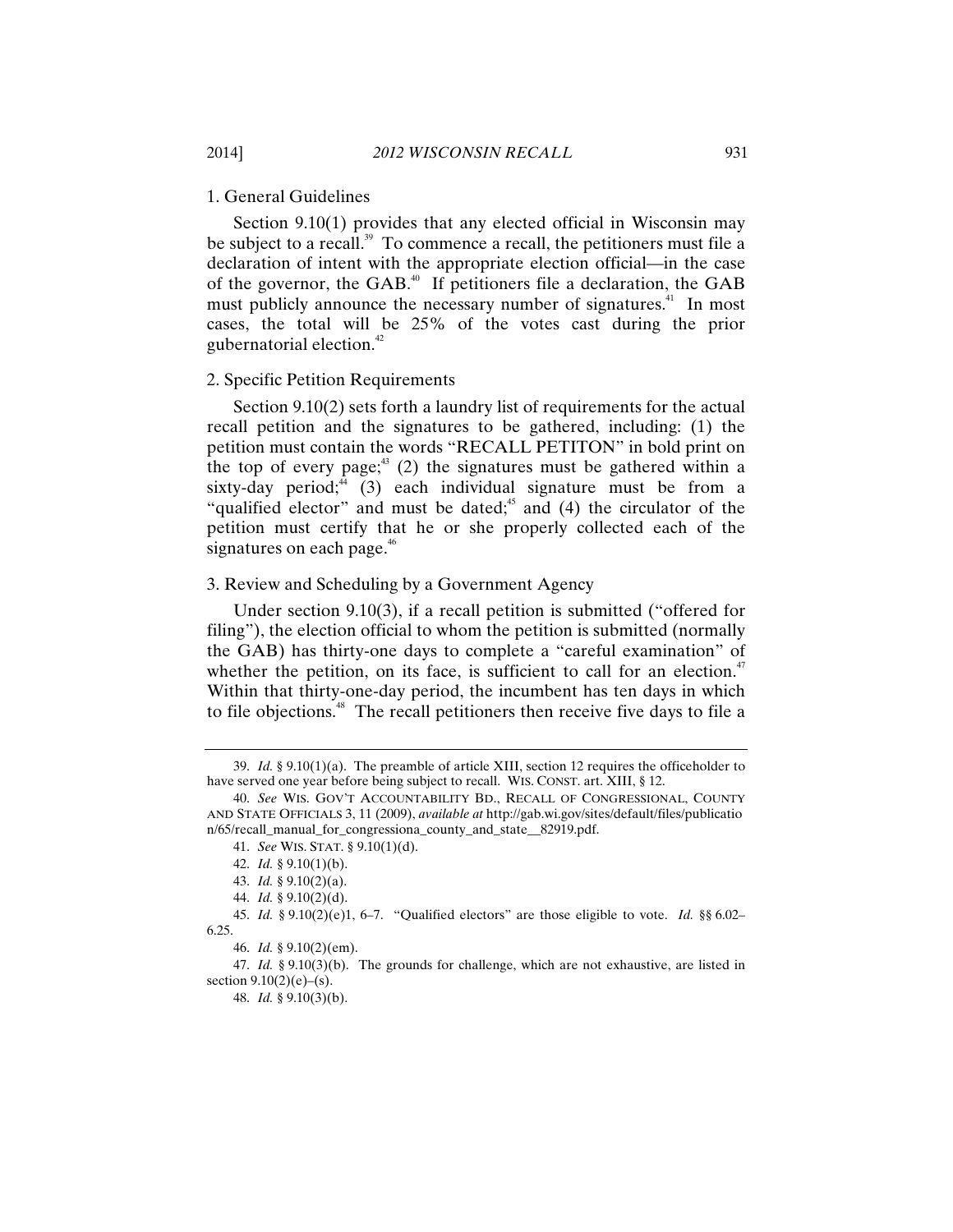### 1. General Guidelines

Section 9.10(1) provides that any elected official in Wisconsin may be subject to a recall.[39] To commence a recall, the petitioners must file a declaration of intent with the appropriate election official—in the case of the governor, the GAB.[40] If petitioners file a declaration, the GAB must publicly announce the necessary number of signatures.[41] In most cases, the total will be 25% of the votes cast during the prior gubernatorial election.[42]

### 2. Specific Petition Requirements

Section 9.10(2) sets forth a laundry list of requirements for the actual recall petition and the signatures to be gathered, including: (1) the petition must contain the words "RECALL PETITON" in bold print on the top of every page;[43] (2) the signatures must be gathered within a sixty-day period;[44] (3) each individual signature must be from a "qualified elector" and must be dated;[45] and (4) the circulator of the petition must certify that he or she properly collected each of the signatures on each page.[46]

### 3. Review and Scheduling by a Government Agency

Under section 9.10(3), if a recall petition is submitted ("offered for filing"), the election official to whom the petition is submitted (normally the GAB) has thirty-one days to complete a "careful examination" of whether the petition, on its face, is sufficient to call for an election.[47] Within that thirty-one-day period, the incumbent has ten days in which to file objections.[48] The recall petitioners then receive five days to file a

---

39. *Id.* § 9.10(1)(a). The preamble of article XIII, section 12 requires the officeholder to have served one year before being subject to recall. WIS. CONST. art. XIII, § 12.

40. *See* WIS. GOV'T ACCOUNTABILITY BD., RECALL OF CONGRESSIONAL, COUNTY AND STATE OFFICIALS 3, 11 (2009), *available at* http://gab.wi.gov/sites/default/files/publication/65/recall_manual_for_congressiona_county_and_state__82919.pdf.

41. *See* WIS. STAT. § 9.10(1)(d).

42. *Id.* § 9.10(1)(b).

43. *Id.* § 9.10(2)(a).

44. *Id.* § 9.10(2)(d).

45. *Id.* § 9.10(2)(e)1, 6–7. "Qualified electors" are those eligible to vote. *Id.* §§ 6.02–6.25.

46. *Id.* § 9.10(2)(em).

47. *Id.* § 9.10(3)(b). The grounds for challenge, which are not exhaustive, are listed in section 9.10(2)(e)–(s).

48. *Id.* § 9.10(3)(b).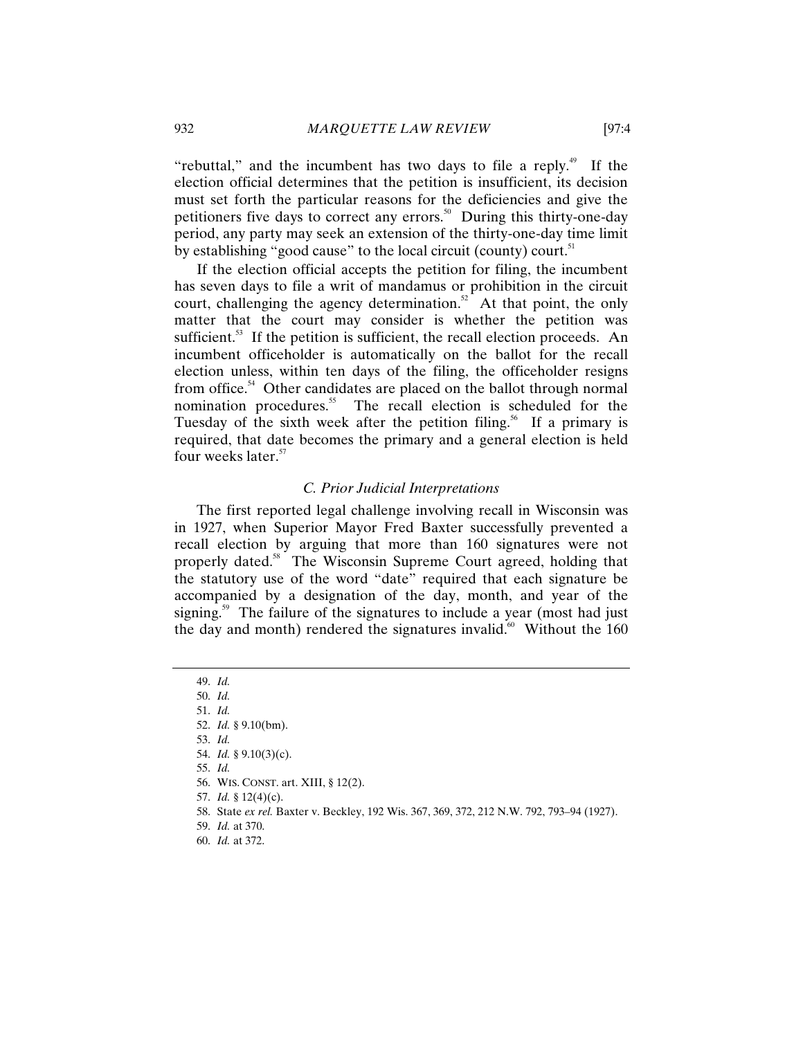"rebuttal," and the incumbent has two days to file a reply.[49] If the election official determines that the petition is insufficient, its decision must set forth the particular reasons for the deficiencies and give the petitioners five days to correct any errors.[50] During this thirty-one-day period, any party may seek an extension of the thirty-one-day time limit by establishing "good cause" to the local circuit (county) court.[51]

If the election official accepts the petition for filing, the incumbent has seven days to file a writ of mandamus or prohibition in the circuit court, challenging the agency determination.[52] At that point, the only matter that the court may consider is whether the petition was sufficient.[53] If the petition is sufficient, the recall election proceeds. An incumbent officeholder is automatically on the ballot for the recall election unless, within ten days of the filing, the officeholder resigns from office.[54] Other candidates are placed on the ballot through normal nomination procedures.[55] The recall election is scheduled for the Tuesday of the sixth week after the petition filing.[56] If a primary is required, that date becomes the primary and a general election is held four weeks later.[57]

### *C. Prior Judicial Interpretations*

The first reported legal challenge involving recall in Wisconsin was in 1927, when Superior Mayor Fred Baxter successfully prevented a recall election by arguing that more than 160 signatures were not properly dated.[58] The Wisconsin Supreme Court agreed, holding that the statutory use of the word "date" required that each signature be accompanied by a designation of the day, month, and year of the signing.[59] The failure of the signatures to include a year (most had just the day and month) rendered the signatures invalid.[60] Without the 160

---

49. *Id.*
50. *Id.*
51. *Id.*
52. *Id.* § 9.10(bm).
53. *Id.*
54. *Id.* § 9.10(3)(c).
55. *Id.*
56. WIS. CONST. art. XIII, § 12(2).
57. *Id.* § 12(4)(c).
58. State *ex rel.* Baxter v. Beckley, 192 Wis. 367, 369, 372, 212 N.W. 792, 793–94 (1927).
59. *Id.* at 370.
60. *Id.* at 372.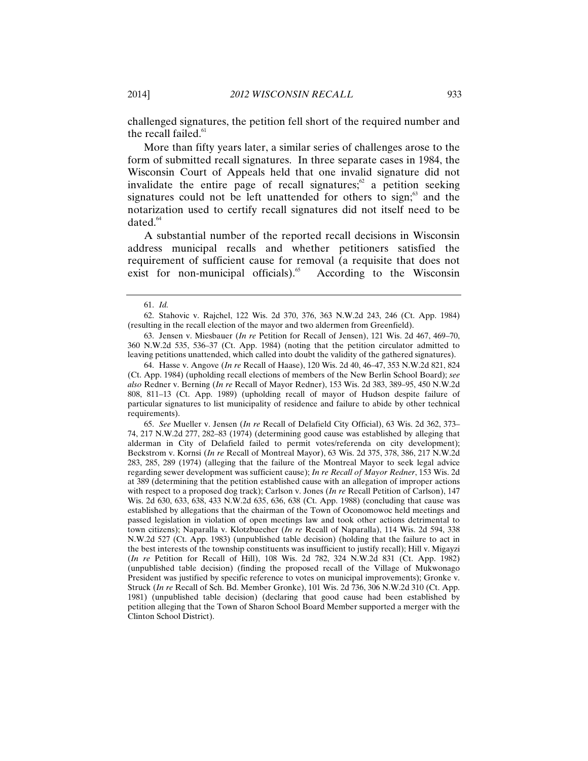challenged signatures, the petition fell short of the required number and the recall failed.[61]

More than fifty years later, a similar series of challenges arose to the form of submitted recall signatures. In three separate cases in 1984, the Wisconsin Court of Appeals held that one invalid signature did not invalidate the entire page of recall signatures;[62] a petition seeking signatures could not be left unattended for others to sign;[63] and the notarization used to certify recall signatures did not itself need to be dated.[64]

A substantial number of the reported recall decisions in Wisconsin address municipal recalls and whether petitioners satisfied the requirement of sufficient cause for removal (a requisite that does not exist for non-municipal officials).[65] According to the Wisconsin

---

61. *Id.*

62. Stahovic v. Rajchel, 122 Wis. 2d 370, 376, 363 N.W.2d 243, 246 (Ct. App. 1984) (resulting in the recall election of the mayor and two aldermen from Greenfield).

63. Jensen v. Miesbauer (*In re* Petition for Recall of Jensen), 121 Wis. 2d 467, 469–70, 360 N.W.2d 535, 536–37 (Ct. App. 1984) (noting that the petition circulator admitted to leaving petitions unattended, which called into doubt the validity of the gathered signatures).

64. Hasse v. Angove (*In re* Recall of Haase), 120 Wis. 2d 40, 46–47, 353 N.W.2d 821, 824 (Ct. App. 1984) (upholding recall elections of members of the New Berlin School Board); *see also* Redner v. Berning (*In re* Recall of Mayor Redner), 153 Wis. 2d 383, 389–95, 450 N.W.2d 808, 811–13 (Ct. App. 1989) (upholding recall of mayor of Hudson despite failure of particular signatures to list municipality of residence and failure to abide by other technical requirements).

65. *See* Mueller v. Jensen (*In re* Recall of Delafield City Official), 63 Wis. 2d 362, 373–74, 217 N.W.2d 277, 282–83 (1974) (determining good cause was established by alleging that alderman in City of Delafield failed to permit votes/referenda on city development); Beckstrom v. Kornsi (*In re* Recall of Montreal Mayor), 63 Wis. 2d 375, 378, 386, 217 N.W.2d 283, 285, 289 (1974) (alleging that the failure of the Montreal Mayor to seek legal advice regarding sewer development was sufficient cause); *In re Recall of Mayor Redner*, 153 Wis. 2d at 389 (determining that the petition established cause with an allegation of improper actions with respect to a proposed dog track); Carlson v. Jones (*In re* Recall Petition of Carlson), 147 Wis. 2d 630, 633, 638, 433 N.W.2d 635, 636, 638 (Ct. App. 1988) (concluding that cause was established by allegations that the chairman of the Town of Oconomowoc held meetings and passed legislation in violation of open meetings law and took other actions detrimental to town citizens); Naparalla v. Klotzbuecher (*In re* Recall of Naparalla), 114 Wis. 2d 594, 338 N.W.2d 527 (Ct. App. 1983) (unpublished table decision) (holding that the failure to act in the best interests of the township constituents was insufficient to justify recall); Hill v. Migayzi (*In re* Petition for Recall of Hill), 108 Wis. 2d 782, 324 N.W.2d 831 (Ct. App. 1982) (unpublished table decision) (finding the proposed recall of the Village of Mukwonago President was justified by specific reference to votes on municipal improvements); Gronke v. Struck (*In re* Recall of Sch. Bd. Member Gronke), 101 Wis. 2d 736, 306 N.W.2d 310 (Ct. App. 1981) (unpublished table decision) (declaring that good cause had been established by petition alleging that the Town of Sharon School Board Member supported a merger with the Clinton School District).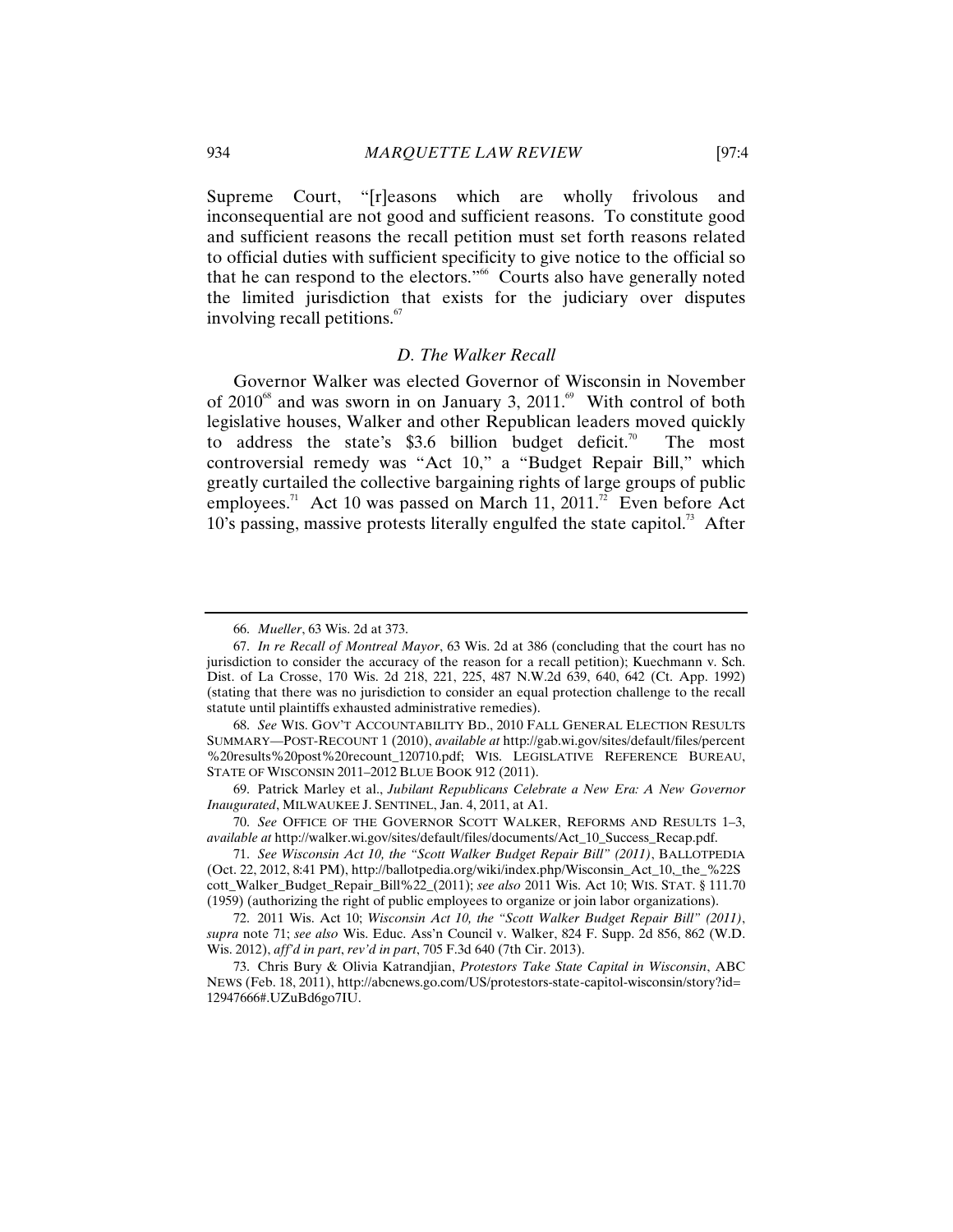Supreme Court, "[r]easons which are wholly frivolous and inconsequential are not good and sufficient reasons. To constitute good and sufficient reasons the recall petition must set forth reasons related to official duties with sufficient specificity to give notice to the official so that he can respond to the electors."[66] Courts also have generally noted the limited jurisdiction that exists for the judiciary over disputes involving recall petitions.[67]

### *D. The Walker Recall*

Governor Walker was elected Governor of Wisconsin in November of 2010[68] and was sworn in on January 3, 2011.[69] With control of both legislative houses, Walker and other Republican leaders moved quickly to address the state's $3.6 billion budget deficit.[70] The most controversial remedy was "Act 10," a "Budget Repair Bill," which greatly curtailed the collective bargaining rights of large groups of public employees.[71] Act 10 was passed on March 11, 2011.[72] Even before Act 10's passing, massive protests literally engulfed the state capitol.[73] After

---

66. *Mueller*, 63 Wis. 2d at 373.

67. *In re Recall of Montreal Mayor*, 63 Wis. 2d at 386 (concluding that the court has no jurisdiction to consider the accuracy of the reason for a recall petition); Kuechmann v. Sch. Dist. of La Crosse, 170 Wis. 2d 218, 221, 225, 487 N.W.2d 639, 640, 642 (Ct. App. 1992) (stating that there was no jurisdiction to consider an equal protection challenge to the recall statute until plaintiffs exhausted administrative remedies).

68. *See* WIS. GOV'T ACCOUNTABILITY BD., 2010 FALL GENERAL ELECTION RESULTS SUMMARY—POST-RECOUNT 1 (2010), *available at* http://gab.wi.gov/sites/default/files/percent%20results%20post%20recount_120710.pdf; WIS. LEGISLATIVE REFERENCE BUREAU, STATE OF WISCONSIN 2011–2012 BLUE BOOK 912 (2011).

69. Patrick Marley et al., *Jubilant Republicans Celebrate a New Era: A New Governor Inaugurated*, MILWAUKEE J. SENTINEL, Jan. 4, 2011, at A1.

70. *See* OFFICE OF THE GOVERNOR SCOTT WALKER, REFORMS AND RESULTS 1–3, *available at* http://walker.wi.gov/sites/default/files/documents/Act_10_Success_Recap.pdf.

71. *See Wisconsin Act 10, the "Scott Walker Budget Repair Bill" (2011)*, BALLOTPEDIA (Oct. 22, 2012, 8:41 PM), http://ballotpedia.org/wiki/index.php/Wisconsin_Act_10,_the_%22Scott_Walker_Budget_Repair_Bill%22_(2011); *see also* 2011 Wis. Act 10; WIS. STAT. § 111.70 (1959) (authorizing the right of public employees to organize or join labor organizations).

72. 2011 Wis. Act 10; *Wisconsin Act 10, the "Scott Walker Budget Repair Bill" (2011)*, *supra* note 71; *see also* Wis. Educ. Ass'n Council v. Walker, 824 F. Supp. 2d 856, 862 (W.D. Wis. 2012), *aff'd in part*, *rev'd in part*, 705 F.3d 640 (7th Cir. 2013).

73. Chris Bury & Olivia Katrandjian, *Protestors Take State Capital in Wisconsin*, ABC NEWS (Feb. 18, 2011), http://abcnews.go.com/US/protestors-state-capitol-wisconsin/story?id=12947666#.UZuBd6go7IU.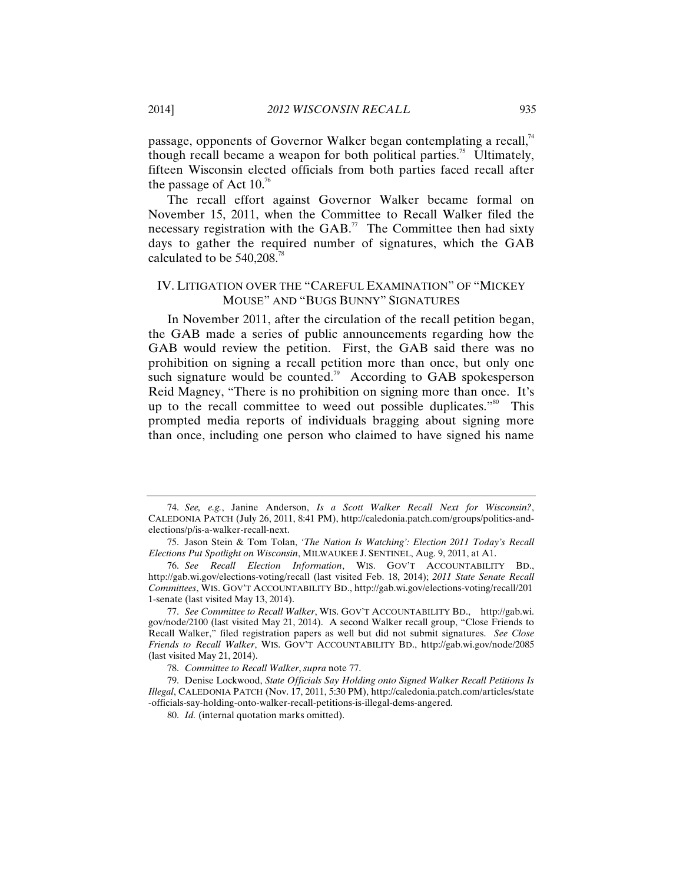passage, opponents of Governor Walker began contemplating a recall,[74] though recall became a weapon for both political parties.[75] Ultimately, fifteen Wisconsin elected officials from both parties faced recall after the passage of Act 10.[76]

The recall effort against Governor Walker became formal on November 15, 2011, when the Committee to Recall Walker filed the necessary registration with the GAB.[77] The Committee then had sixty days to gather the required number of signatures, which the GAB calculated to be 540,208.[78]

## IV. LITIGATION OVER THE "CAREFUL EXAMINATION" OF "MICKEY MOUSE" AND "BUGS BUNNY" SIGNATURES

In November 2011, after the circulation of the recall petition began, the GAB made a series of public announcements regarding how the GAB would review the petition. First, the GAB said there was no prohibition on signing a recall petition more than once, but only one such signature would be counted.[79] According to GAB spokesperson Reid Magney, "There is no prohibition on signing more than once. It's up to the recall committee to weed out possible duplicates."[80] This prompted media reports of individuals bragging about signing more than once, including one person who claimed to have signed his name

---

74. *See, e.g.*, Janine Anderson, *Is a Scott Walker Recall Next for Wisconsin?*, CALEDONIA PATCH (July 26, 2011, 8:41 PM), http://caledonia.patch.com/groups/politics-and-elections/p/is-a-walker-recall-next.

75. Jason Stein & Tom Tolan, *'The Nation Is Watching': Election 2011 Today's Recall Elections Put Spotlight on Wisconsin*, MILWAUKEE J. SENTINEL, Aug. 9, 2011, at A1.

76. *See Recall Election Information*, WIS. GOV'T ACCOUNTABILITY BD., http://gab.wi.gov/elections-voting/recall (last visited Feb. 18, 2014); *2011 State Senate Recall Committees*, WIS. GOV'T ACCOUNTABILITY BD., http://gab.wi.gov/elections-voting/recall/2011-senate (last visited May 13, 2014).

77. *See Committee to Recall Walker*, WIS. GOV'T ACCOUNTABILITY BD., http://gab.wi.gov/node/2100 (last visited May 21, 2014). A second Walker recall group, "Close Friends to Recall Walker," filed registration papers as well but did not submit signatures. *See Close Friends to Recall Walker*, WIS. GOV'T ACCOUNTABILITY BD., http://gab.wi.gov/node/2085 (last visited May 21, 2014).

78. *Committee to Recall Walker*, *supra* note 77.

79. Denise Lockwood, *State Officials Say Holding onto Signed Walker Recall Petitions Is Illegal*, CALEDONIA PATCH (Nov. 17, 2011, 5:30 PM), http://caledonia.patch.com/articles/state-officials-say-holding-onto-walker-recall-petitions-is-illegal-dems-angered.

80. *Id.* (internal quotation marks omitted).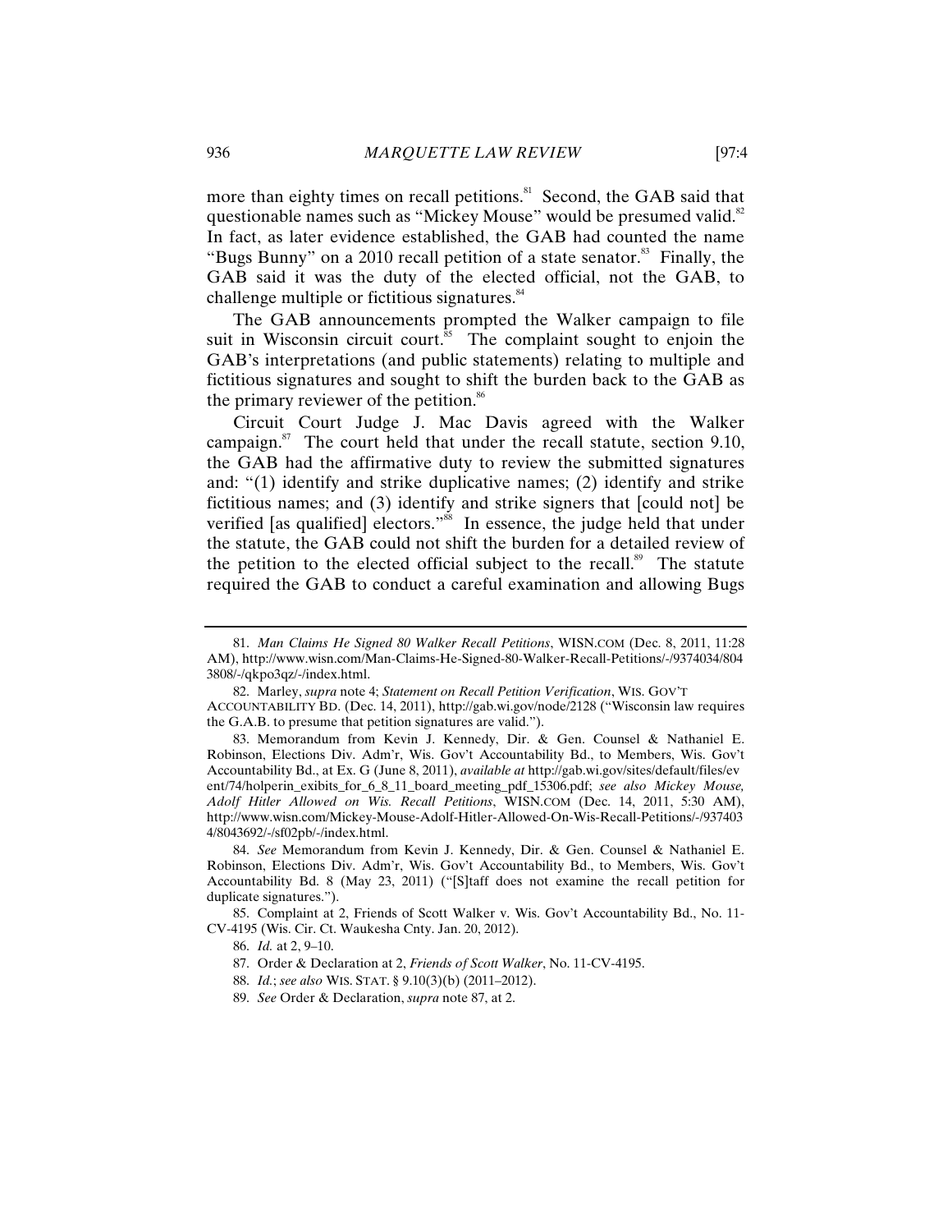more than eighty times on recall petitions.[81] Second, the GAB said that questionable names such as "Mickey Mouse" would be presumed valid.[82] In fact, as later evidence established, the GAB had counted the name "Bugs Bunny" on a 2010 recall petition of a state senator.[83] Finally, the GAB said it was the duty of the elected official, not the GAB, to challenge multiple or fictitious signatures.[84]

The GAB announcements prompted the Walker campaign to file suit in Wisconsin circuit court.[85] The complaint sought to enjoin the GAB's interpretations (and public statements) relating to multiple and fictitious signatures and sought to shift the burden back to the GAB as the primary reviewer of the petition.[86]

Circuit Court Judge J. Mac Davis agreed with the Walker campaign.[87] The court held that under the recall statute, section 9.10, the GAB had the affirmative duty to review the submitted signatures and: "(1) identify and strike duplicative names; (2) identify and strike fictitious names; and (3) identify and strike signers that [could not] be verified [as qualified] electors."[88] In essence, the judge held that under the statute, the GAB could not shift the burden for a detailed review of the petition to the elected official subject to the recall.[89] The statute required the GAB to conduct a careful examination and allowing Bugs

---

81. *Man Claims He Signed 80 Walker Recall Petitions*, WISN.COM (Dec. 8, 2011, 11:28 AM), http://www.wisn.com/Man-Claims-He-Signed-80-Walker-Recall-Petitions/-/9374034/8043808/-/qkpo3qz/-/index.html.

82. Marley, *supra* note 4; *Statement on Recall Petition Verification*, WIS. GOV'T ACCOUNTABILITY BD. (Dec. 14, 2011), http://gab.wi.gov/node/2128 ("Wisconsin law requires the G.A.B. to presume that petition signatures are valid.").

83. Memorandum from Kevin J. Kennedy, Dir. & Gen. Counsel & Nathaniel E. Robinson, Elections Div. Adm'r, Wis. Gov't Accountability Bd., to Members, Wis. Gov't Accountability Bd., at Ex. G (June 8, 2011), *available at* http://gab.wi.gov/sites/default/files/event/74/holperin_exibits_for_6_8_11_board_meeting_pdf_15306.pdf; *see also Mickey Mouse, Adolf Hitler Allowed on Wis. Recall Petitions*, WISN.COM (Dec. 14, 2011, 5:30 AM), http://www.wisn.com/Mickey-Mouse-Adolf-Hitler-Allowed-On-Wis-Recall-Petitions/-/9374034/8043692/-/sf02pb/-/index.html.

84. *See* Memorandum from Kevin J. Kennedy, Dir. & Gen. Counsel & Nathaniel E. Robinson, Elections Div. Adm'r, Wis. Gov't Accountability Bd., to Members, Wis. Gov't Accountability Bd. 8 (May 23, 2011) ("[S]taff does not examine the recall petition for duplicate signatures.").

85. Complaint at 2, Friends of Scott Walker v. Wis. Gov't Accountability Bd., No. 11-CV-4195 (Wis. Cir. Ct. Waukesha Cnty. Jan. 20, 2012).

86. *Id.* at 2, 9–10.

87. Order & Declaration at 2, *Friends of Scott Walker*, No. 11-CV-4195.

88. *Id.*; *see also* WIS. STAT. § 9.10(3)(b) (2011–2012).

89. *See* Order & Declaration, *supra* note 87, at 2.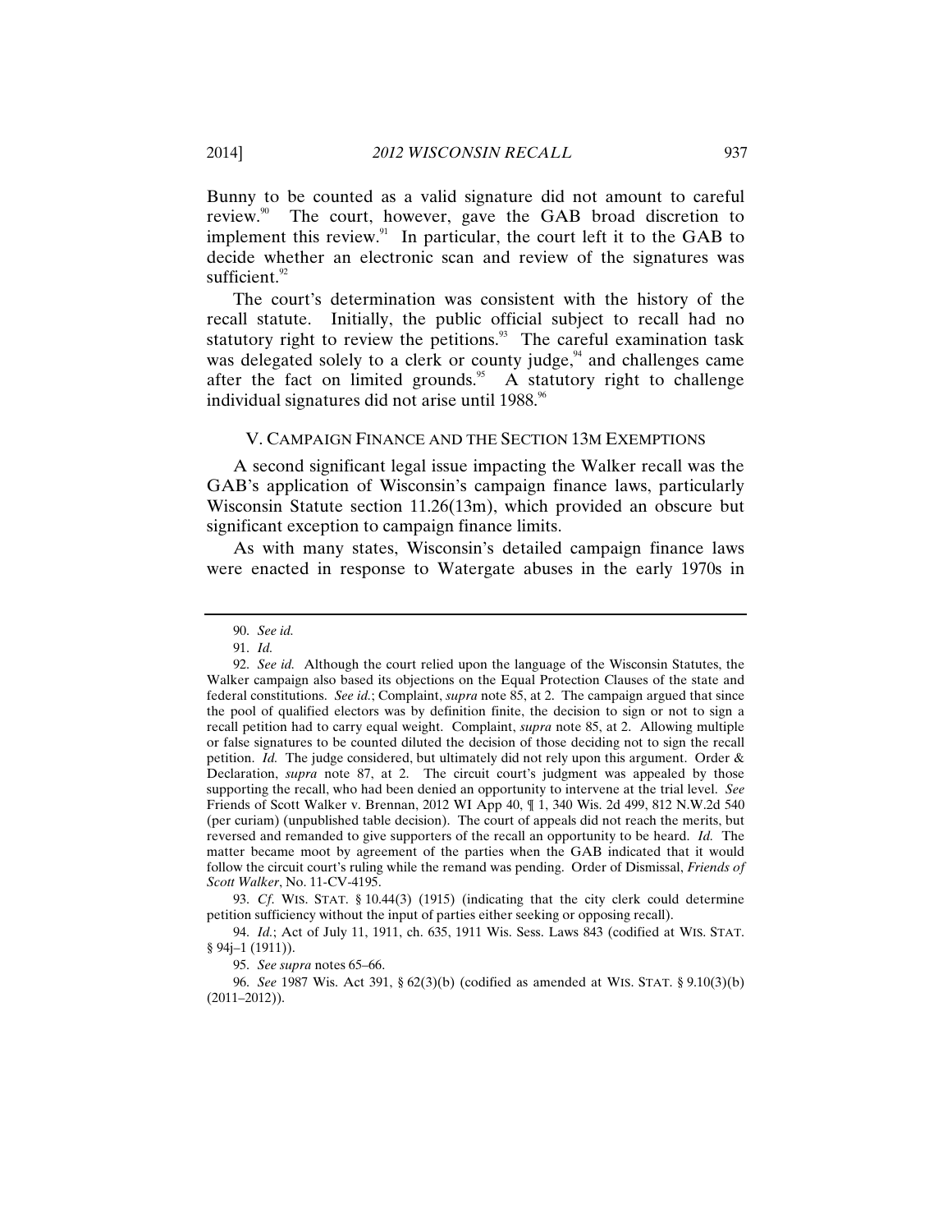Bunny to be counted as a valid signature did not amount to careful review.[90] The court, however, gave the GAB broad discretion to implement this review.[91] In particular, the court left it to the GAB to decide whether an electronic scan and review of the signatures was sufficient.[92]

The court's determination was consistent with the history of the recall statute. Initially, the public official subject to recall had no statutory right to review the petitions.[93] The careful examination task was delegated solely to a clerk or county judge,[94] and challenges came after the fact on limited grounds.[95] A statutory right to challenge individual signatures did not arise until 1988.[96]

## V. CAMPAIGN FINANCE AND THE SECTION 13M EXEMPTIONS

A second significant legal issue impacting the Walker recall was the GAB's application of Wisconsin's campaign finance laws, particularly Wisconsin Statute section 11.26(13m), which provided an obscure but significant exception to campaign finance limits.

As with many states, Wisconsin's detailed campaign finance laws were enacted in response to Watergate abuses in the early 1970s in

---

90. *See id.*

91. *Id.*

92. *See id.* Although the court relied upon the language of the Wisconsin Statutes, the Walker campaign also based its objections on the Equal Protection Clauses of the state and federal constitutions. *See id.*; Complaint, *supra* note 85, at 2. The campaign argued that since the pool of qualified electors was by definition finite, the decision to sign or not to sign a recall petition had to carry equal weight. Complaint, *supra* note 85, at 2. Allowing multiple or false signatures to be counted diluted the decision of those deciding not to sign the recall petition. *Id.* The judge considered, but ultimately did not rely upon this argument. Order & Declaration, *supra* note 87, at 2. The circuit court's judgment was appealed by those supporting the recall, who had been denied an opportunity to intervene at the trial level. *See* Friends of Scott Walker v. Brennan, 2012 WI App 40, ¶ 1, 340 Wis. 2d 499, 812 N.W.2d 540 (per curiam) (unpublished table decision). The court of appeals did not reach the merits, but reversed and remanded to give supporters of the recall an opportunity to be heard. *Id.* The matter became moot by agreement of the parties when the GAB indicated that it would follow the circuit court's ruling while the remand was pending. Order of Dismissal, *Friends of Scott Walker*, No. 11-CV-4195.

93. *Cf.* WIS. STAT. § 10.44(3) (1915) (indicating that the city clerk could determine petition sufficiency without the input of parties either seeking or opposing recall).

94. *Id.*; Act of July 11, 1911, ch. 635, 1911 Wis. Sess. Laws 843 (codified at WIS. STAT. § 94j–1 (1911)).

95. *See supra* notes 65–66.

96. *See* 1987 Wis. Act 391, § 62(3)(b) (codified as amended at WIS. STAT. § 9.10(3)(b) (2011–2012)).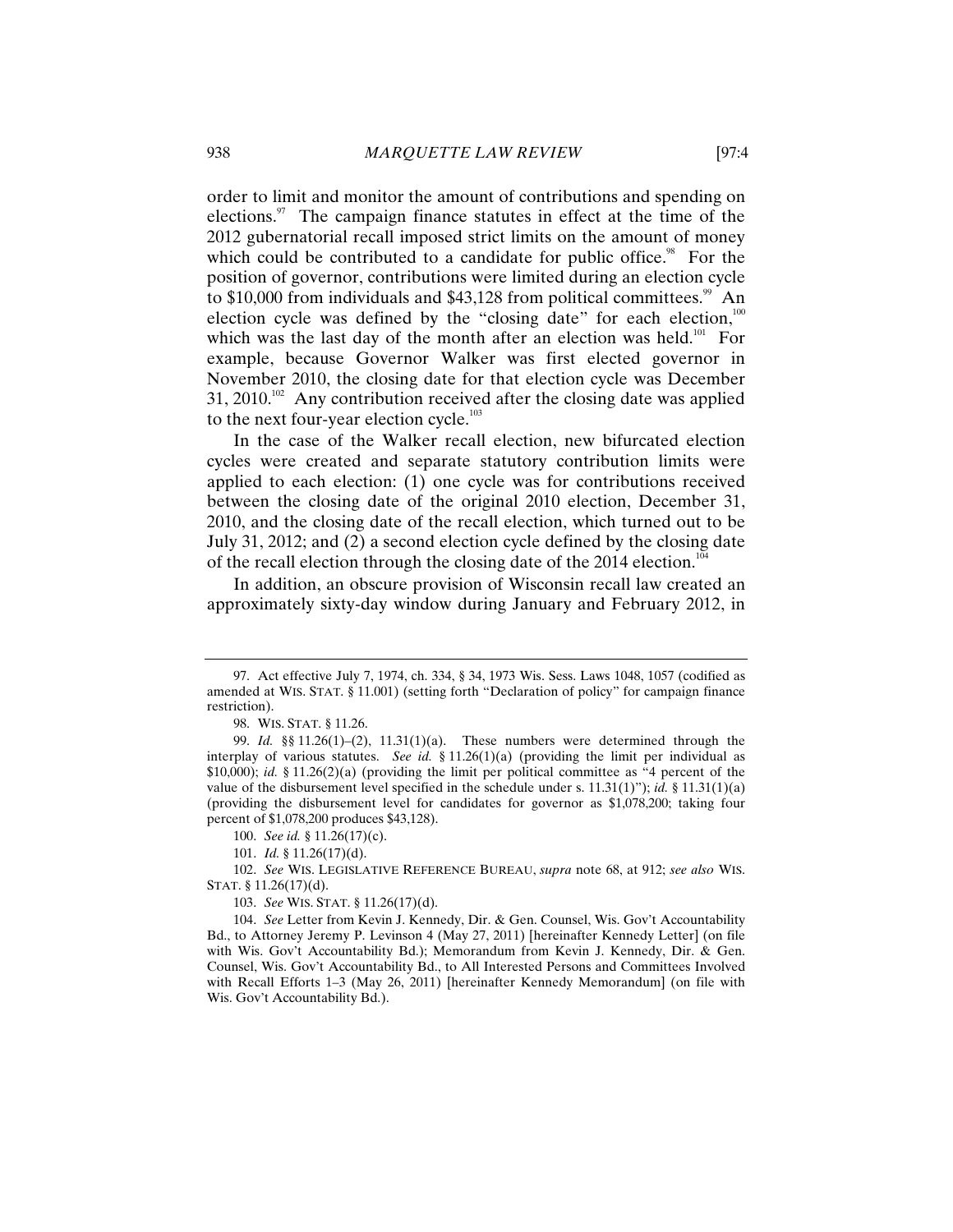order to limit and monitor the amount of contributions and spending on elections.[97] The campaign finance statutes in effect at the time of the 2012 gubernatorial recall imposed strict limits on the amount of money which could be contributed to a candidate for public office.[98] For the position of governor, contributions were limited during an election cycle to $10,000 from individuals and $43,128 from political committees.[99] An election cycle was defined by the "closing date" for each election,[100] which was the last day of the month after an election was held.[101] For example, because Governor Walker was first elected governor in November 2010, the closing date for that election cycle was December 31, 2010.[102] Any contribution received after the closing date was applied to the next four-year election cycle.[103]

In the case of the Walker recall election, new bifurcated election cycles were created and separate statutory contribution limits were applied to each election: (1) one cycle was for contributions received between the closing date of the original 2010 election, December 31, 2010, and the closing date of the recall election, which turned out to be July 31, 2012; and (2) a second election cycle defined by the closing date of the recall election through the closing date of the 2014 election.[104]

In addition, an obscure provision of Wisconsin recall law created an approximately sixty-day window during January and February 2012, in

---

97. Act effective July 7, 1974, ch. 334, § 34, 1973 Wis. Sess. Laws 1048, 1057 (codified as amended at WIS. STAT. § 11.001) (setting forth "Declaration of policy" for campaign finance restriction).

98. WIS. STAT. § 11.26.

99. *Id.* §§ 11.26(1)–(2), 11.31(1)(a). These numbers were determined through the interplay of various statutes. *See id.* § 11.26(1)(a) (providing the limit per individual as $10,000); *id.* § 11.26(2)(a) (providing the limit per political committee as "4 percent of the value of the disbursement level specified in the schedule under s. 11.31(1)"); *id.* § 11.31(1)(a) (providing the disbursement level for candidates for governor as $1,078,200; taking four percent of $1,078,200 produces $43,128).

100. *See id.* § 11.26(17)(c).

101. *Id.* § 11.26(17)(d).

102. *See* WIS. LEGISLATIVE REFERENCE BUREAU, *supra* note 68, at 912; *see also* WIS. STAT. § 11.26(17)(d).

103. *See* WIS. STAT. § 11.26(17)(d).

104. *See* Letter from Kevin J. Kennedy, Dir. & Gen. Counsel, Wis. Gov't Accountability Bd., to Attorney Jeremy P. Levinson 4 (May 27, 2011) [hereinafter Kennedy Letter] (on file with Wis. Gov't Accountability Bd.); Memorandum from Kevin J. Kennedy, Dir. & Gen. Counsel, Wis. Gov't Accountability Bd., to All Interested Persons and Committees Involved with Recall Efforts 1–3 (May 26, 2011) [hereinafter Kennedy Memorandum] (on file with Wis. Gov't Accountability Bd.).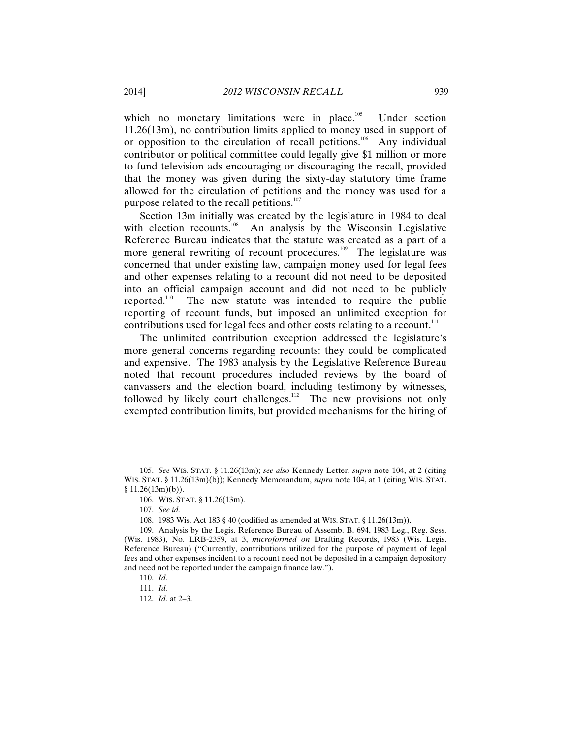which no monetary limitations were in place.[105] Under section 11.26(13m), no contribution limits applied to money used in support of or opposition to the circulation of recall petitions.[106] Any individual contributor or political committee could legally give $1 million or more to fund television ads encouraging or discouraging the recall, provided that the money was given during the sixty-day statutory time frame allowed for the circulation of petitions and the money was used for a purpose related to the recall petitions.[107]

Section 13m initially was created by the legislature in 1984 to deal with election recounts.[108] An analysis by the Wisconsin Legislative Reference Bureau indicates that the statute was created as a part of a more general rewriting of recount procedures.[109] The legislature was concerned that under existing law, campaign money used for legal fees and other expenses relating to a recount did not need to be deposited into an official campaign account and did not need to be publicly reported.[110] The new statute was intended to require the public reporting of recount funds, but imposed an unlimited exception for contributions used for legal fees and other costs relating to a recount.[111]

The unlimited contribution exception addressed the legislature's more general concerns regarding recounts: they could be complicated and expensive. The 1983 analysis by the Legislative Reference Bureau noted that recount procedures included reviews by the board of canvassers and the election board, including testimony by witnesses, followed by likely court challenges.[112] The new provisions not only exempted contribution limits, but provided mechanisms for the hiring of

---

105. *See* WIS. STAT. § 11.26(13m); *see also* Kennedy Letter, *supra* note 104, at 2 (citing WIS. STAT. § 11.26(13m)(b)); Kennedy Memorandum, *supra* note 104, at 1 (citing WIS. STAT. § 11.26(13m)(b)).

106. WIS. STAT. § 11.26(13m).

107. *See id.*

108. 1983 Wis. Act 183 § 40 (codified as amended at WIS. STAT. § 11.26(13m)).

109. Analysis by the Legis. Reference Bureau of Assemb. B. 694, 1983 Leg., Reg. Sess. (Wis. 1983), No. LRB-2359, at 3, *microformed on* Drafting Records, 1983 (Wis. Legis. Reference Bureau) ("Currently, contributions utilized for the purpose of payment of legal fees and other expenses incident to a recount need not be deposited in a campaign depository and need not be reported under the campaign finance law.").

110. *Id.*

111. *Id.*

112. *Id.* at 2–3.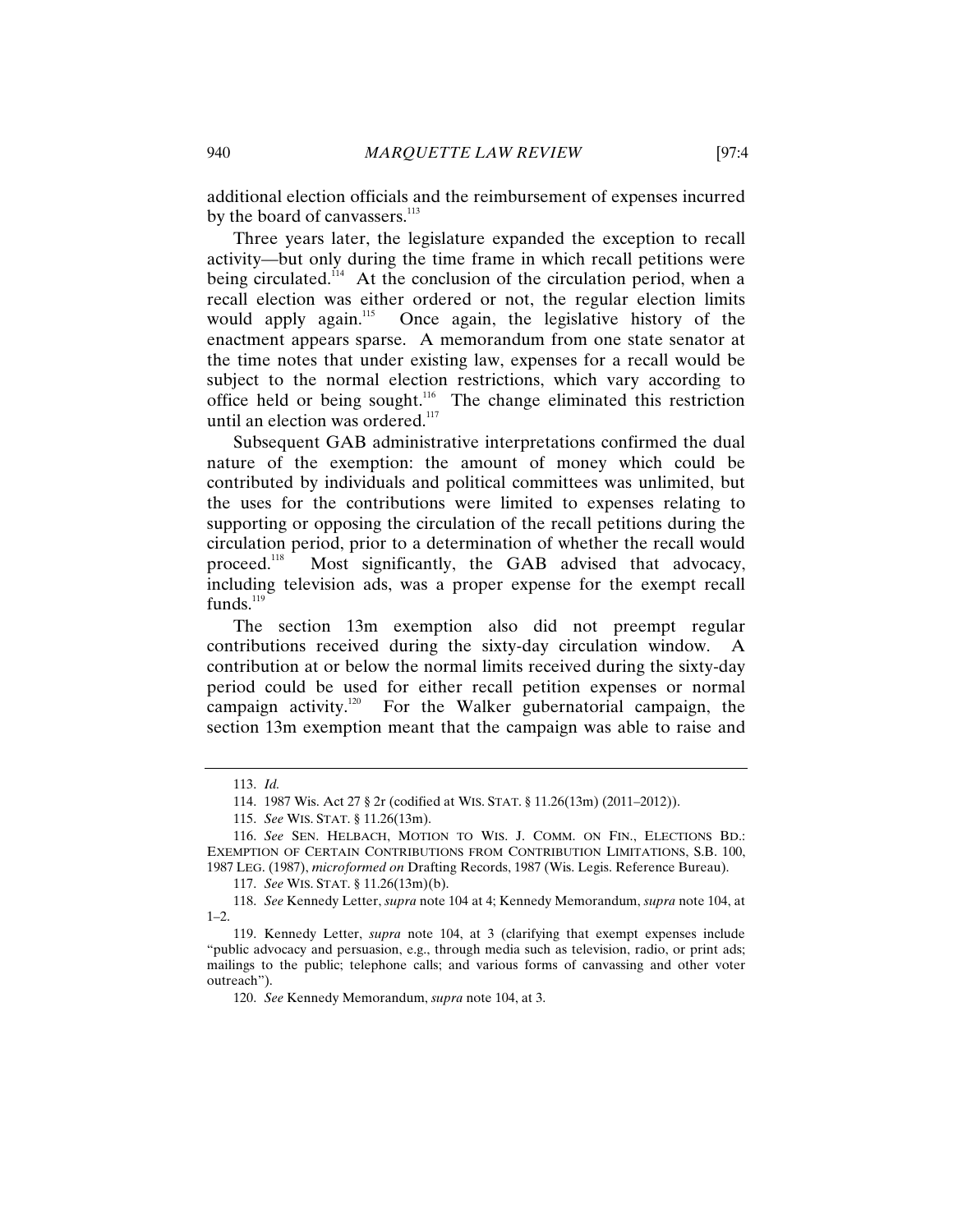additional election officials and the reimbursement of expenses incurred by the board of canvassers.[113]

Three years later, the legislature expanded the exception to recall activity—but only during the time frame in which recall petitions were being circulated.[114] At the conclusion of the circulation period, when a recall election was either ordered or not, the regular election limits would apply again.[115] Once again, the legislative history of the enactment appears sparse. A memorandum from one state senator at the time notes that under existing law, expenses for a recall would be subject to the normal election restrictions, which vary according to office held or being sought.[116] The change eliminated this restriction until an election was ordered.[117]

Subsequent GAB administrative interpretations confirmed the dual nature of the exemption: the amount of money which could be contributed by individuals and political committees was unlimited, but the uses for the contributions were limited to expenses relating to supporting or opposing the circulation of the recall petitions during the circulation period, prior to a determination of whether the recall would proceed.[118] Most significantly, the GAB advised that advocacy, including television ads, was a proper expense for the exempt recall funds.[119]

The section 13m exemption also did not preempt regular contributions received during the sixty-day circulation window. A contribution at or below the normal limits received during the sixty-day period could be used for either recall petition expenses or normal campaign activity.[120] For the Walker gubernatorial campaign, the section 13m exemption meant that the campaign was able to raise and

---

113. *Id.*

114. 1987 Wis. Act 27 § 2r (codified at WIS. STAT. § 11.26(13m) (2011–2012)).

115. *See* WIS. STAT. § 11.26(13m).

116. *See* SEN. HELBACH, MOTION TO WIS. J. COMM. ON FIN., ELECTIONS BD.: EXEMPTION OF CERTAIN CONTRIBUTIONS FROM CONTRIBUTION LIMITATIONS, S.B. 100, 1987 LEG. (1987), *microformed on* Drafting Records, 1987 (Wis. Legis. Reference Bureau).

117. *See* WIS. STAT. § 11.26(13m)(b).

118. *See* Kennedy Letter, *supra* note 104 at 4; Kennedy Memorandum, *supra* note 104, at 1–2.

119. Kennedy Letter, *supra* note 104, at 3 (clarifying that exempt expenses include "public advocacy and persuasion, e.g., through media such as television, radio, or print ads; mailings to the public; telephone calls; and various forms of canvassing and other voter outreach").

120. *See* Kennedy Memorandum, *supra* note 104, at 3.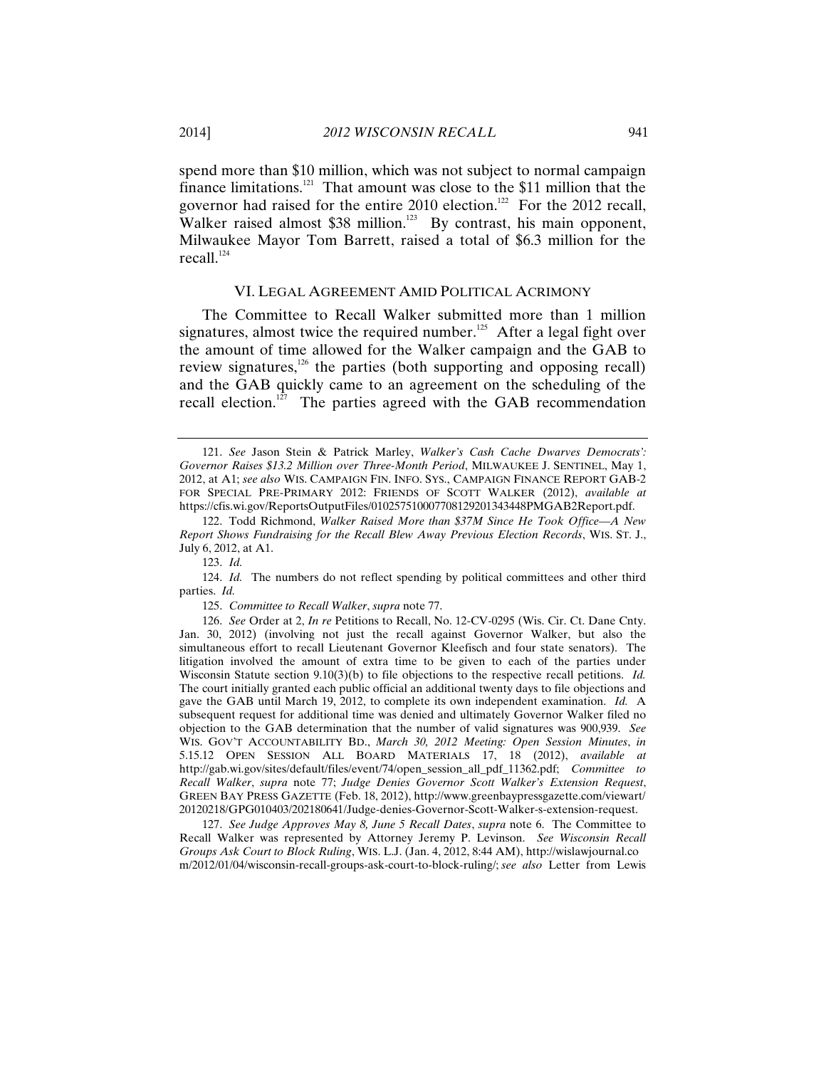spend more than $10 million, which was not subject to normal campaign finance limitations.[121] That amount was close to the $11 million that the governor had raised for the entire 2010 election.[122] For the 2012 recall, Walker raised almost $38 million.[123] By contrast, his main opponent, Milwaukee Mayor Tom Barrett, raised a total of $6.3 million for the recall.[124]

## VI. Legal Agreement Amid Political Acrimony

The Committee to Recall Walker submitted more than 1 million signatures, almost twice the required number.[125] After a legal fight over the amount of time allowed for the Walker campaign and the GAB to review signatures,[126] the parties (both supporting and opposing recall) and the GAB quickly came to an agreement on the scheduling of the recall election.[127] The parties agreed with the GAB recommendation

---

121. *See* Jason Stein & Patrick Marley, *Walker's Cash Cache Dwarves Democrats': Governor Raises $13.2 Million over Three-Month Period*, MILWAUKEE J. SENTINEL, May 1, 2012, at A1; *see also* WIS. CAMPAIGN FIN. INFO. SYS., CAMPAIGN FINANCE REPORT GAB-2 FOR SPECIAL PRE-PRIMARY 2012: FRIENDS OF SCOTT WALKER (2012), *available at* https://cfis.wi.gov/ReportsOutputFiles/0102575100077081292013434448PMGAB2Report.pdf.

122. Todd Richmond, *Walker Raised More than $37M Since He Took Office—A New Report Shows Fundraising for the Recall Blew Away Previous Election Records*, WIS. ST. J., July 6, 2012, at A1.

123. *Id.*

124. *Id.* The numbers do not reflect spending by political committees and other third parties. *Id.*

125. *Committee to Recall Walker*, *supra* note 77.

126. *See* Order at 2, *In re* Petitions to Recall, No. 12-CV-0295 (Wis. Cir. Ct. Dane Cnty. Jan. 30, 2012) (involving not just the recall against Governor Walker, but also the simultaneous effort to recall Lieutenant Governor Kleefisch and four state senators). The litigation involved the amount of extra time to be given to each of the parties under Wisconsin Statute section 9.10(3)(b) to file objections to the respective recall petitions. *Id.* The court initially granted each public official an additional twenty days to file objections and gave the GAB until March 19, 2012, to complete its own independent examination. *Id.* A subsequent request for additional time was denied and ultimately Governor Walker filed no objection to the GAB determination that the number of valid signatures was 900,939. *See* WIS. GOV'T ACCOUNTABILITY BD., *March 30, 2012 Meeting: Open Session Minutes*, *in* 5.15.12 OPEN SESSION ALL BOARD MATERIALS 17, 18 (2012), *available at* http://gab.wi.gov/sites/default/files/event/74/open_session_all_pdf_11362.pdf; *Committee to Recall Walker*, *supra* note 77; *Judge Denies Governor Scott Walker's Extension Request*, GREEN BAY PRESS GAZETTE (Feb. 18, 2012), http://www.greenbaypressgazette.com/viewart/20120218/GPG010403/202180641/Judge-denies-Governor-Scott-Walker-s-extension-request.

127. *See Judge Approves May 8, June 5 Recall Dates*, *supra* note 6. The Committee to Recall Walker was represented by Attorney Jeremy P. Levinson. *See Wisconsin Recall Groups Ask Court to Block Ruling*, WIS. L.J. (Jan. 4, 2012, 8:44 AM), http://wislawjournal.com/2012/01/04/wisconsin-recall-groups-ask-court-to-block-ruling/; *see also* Letter from Lewis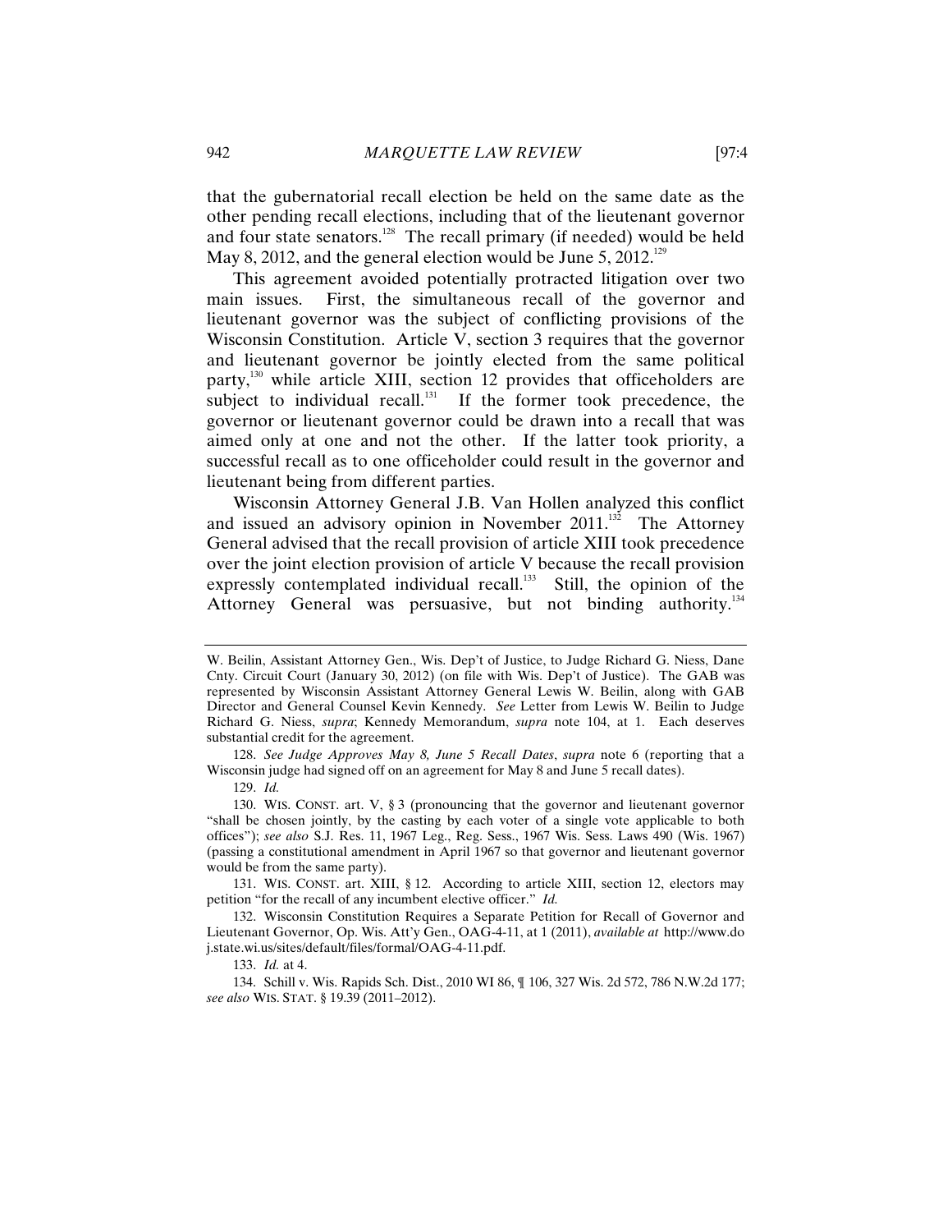that the gubernatorial recall election be held on the same date as the other pending recall elections, including that of the lieutenant governor and four state senators.[128] The recall primary (if needed) would be held May 8, 2012, and the general election would be June 5, 2012.[129]

This agreement avoided potentially protracted litigation over two main issues. First, the simultaneous recall of the governor and lieutenant governor was the subject of conflicting provisions of the Wisconsin Constitution. Article V, section 3 requires that the governor and lieutenant governor be jointly elected from the same political party,[130] while article XIII, section 12 provides that officeholders are subject to individual recall.[131] If the former took precedence, the governor or lieutenant governor could be drawn into a recall that was aimed only at one and not the other. If the latter took priority, a successful recall as to one officeholder could result in the governor and lieutenant being from different parties.

Wisconsin Attorney General J.B. Van Hollen analyzed this conflict and issued an advisory opinion in November 2011.[132] The Attorney General advised that the recall provision of article XIII took precedence over the joint election provision of article V because the recall provision expressly contemplated individual recall.[133] Still, the opinion of the Attorney General was persuasive, but not binding authority.[134]

---

W. Beilin, Assistant Attorney Gen., Wis. Dep't of Justice, to Judge Richard G. Niess, Dane Cnty. Circuit Court (January 30, 2012) (on file with Wis. Dep't of Justice). The GAB was represented by Wisconsin Assistant Attorney General Lewis W. Beilin, along with GAB Director and General Counsel Kevin Kennedy. *See* Letter from Lewis W. Beilin to Judge Richard G. Niess, *supra*; Kennedy Memorandum, *supra* note 104, at 1. Each deserves substantial credit for the agreement.

128. *See Judge Approves May 8, June 5 Recall Dates*, *supra* note 6 (reporting that a Wisconsin judge had signed off on an agreement for May 8 and June 5 recall dates).

129. *Id.*

130. WIS. CONST. art. V, § 3 (pronouncing that the governor and lieutenant governor "shall be chosen jointly, by the casting by each voter of a single vote applicable to both offices"); *see also* S.J. Res. 11, 1967 Leg., Reg. Sess., 1967 Wis. Sess. Laws 490 (Wis. 1967) (passing a constitutional amendment in April 1967 so that governor and lieutenant governor would be from the same party).

131. WIS. CONST. art. XIII, § 12. According to article XIII, section 12, electors may petition "for the recall of any incumbent elective officer." *Id.*

132. Wisconsin Constitution Requires a Separate Petition for Recall of Governor and Lieutenant Governor, Op. Wis. Att'y Gen., OAG-4-11, at 1 (2011), *available at* http://www.doj.state.wi.us/sites/default/files/formal/OAG-4-11.pdf.

133. *Id.* at 4.

134. Schill v. Wis. Rapids Sch. Dist., 2010 WI 86, ¶ 106, 327 Wis. 2d 572, 786 N.W.2d 177; *see also* WIS. STAT. § 19.39 (2011–2012).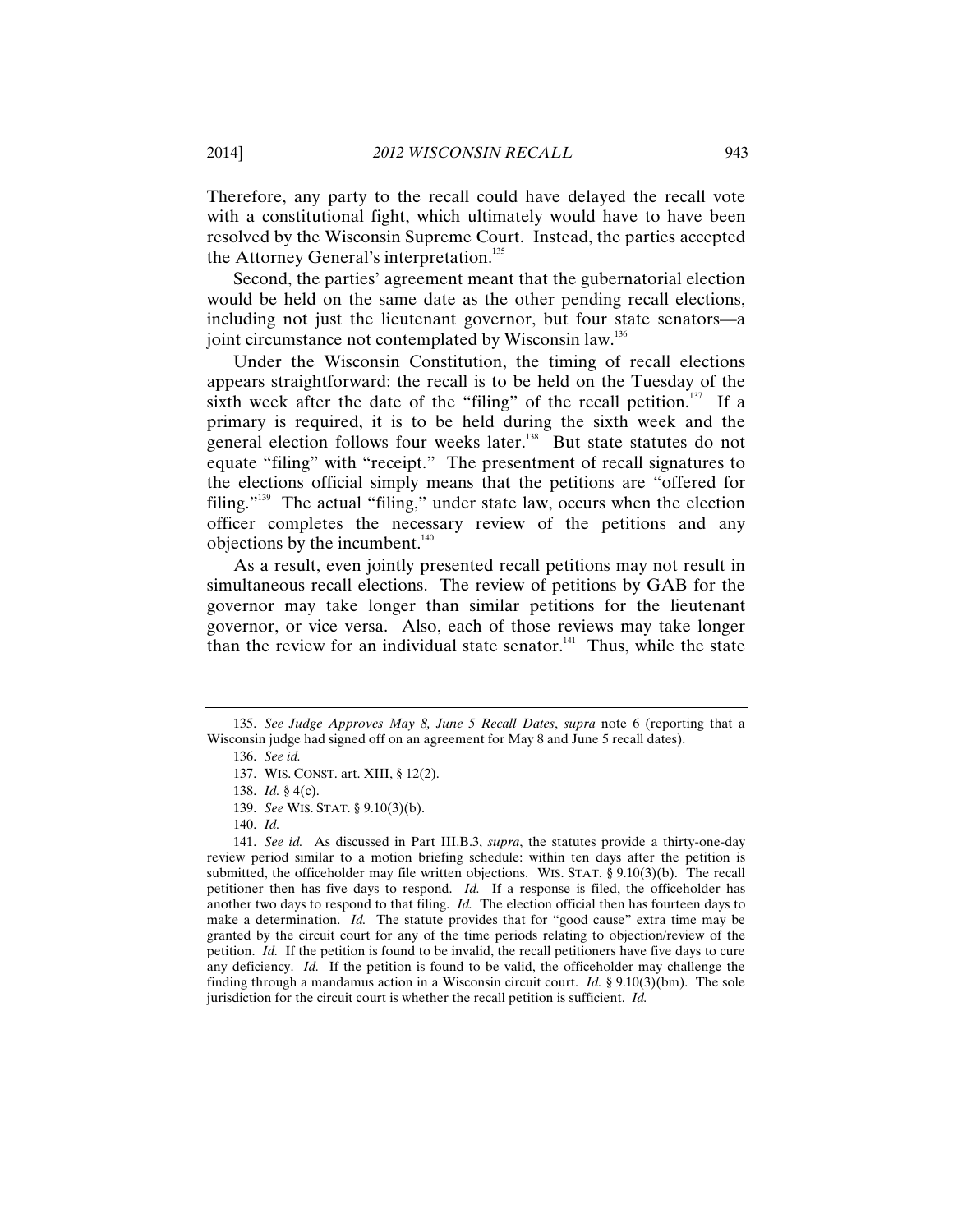Therefore, any party to the recall could have delayed the recall vote with a constitutional fight, which ultimately would have to have been resolved by the Wisconsin Supreme Court. Instead, the parties accepted the Attorney General's interpretation.[135]

Second, the parties' agreement meant that the gubernatorial election would be held on the same date as the other pending recall elections, including not just the lieutenant governor, but four state senators—a joint circumstance not contemplated by Wisconsin law.[136]

Under the Wisconsin Constitution, the timing of recall elections appears straightforward: the recall is to be held on the Tuesday of the sixth week after the date of the "filing" of the recall petition.[137] If a primary is required, it is to be held during the sixth week and the general election follows four weeks later.[138] But state statutes do not equate "filing" with "receipt." The presentment of recall signatures to the elections official simply means that the petitions are "offered for filing."[139] The actual "filing," under state law, occurs when the election officer completes the necessary review of the petitions and any objections by the incumbent.[140]

As a result, even jointly presented recall petitions may not result in simultaneous recall elections. The review of petitions by GAB for the governor may take longer than similar petitions for the lieutenant governor, or vice versa. Also, each of those reviews may take longer than the review for an individual state senator.[141] Thus, while the state

---

135. *See Judge Approves May 8, June 5 Recall Dates*, *supra* note 6 (reporting that a Wisconsin judge had signed off on an agreement for May 8 and June 5 recall dates).

136. *See id.*

137. WIS. CONST. art. XIII, § 12(2).

138. *Id.* § 4(c).

139. *See* WIS. STAT. § 9.10(3)(b).

140. *Id.*

141. *See id.* As discussed in Part III.B.3, *supra*, the statutes provide a thirty-one-day review period similar to a motion briefing schedule: within ten days after the petition is submitted, the officeholder may file written objections. WIS. STAT. § 9.10(3)(b). The recall petitioner then has five days to respond. *Id.* If a response is filed, the officeholder has another two days to respond to that filing. *Id.* The election official then has fourteen days to make a determination. *Id.* The statute provides that for "good cause" extra time may be granted by the circuit court for any of the time periods relating to objection/review of the petition. *Id.* If the petition is found to be invalid, the recall petitioners have five days to cure any deficiency. *Id.* If the petition is found to be valid, the officeholder may challenge the finding through a mandamus action in a Wisconsin circuit court. *Id.* § 9.10(3)(bm). The sole jurisdiction for the circuit court is whether the recall petition is sufficient. *Id.*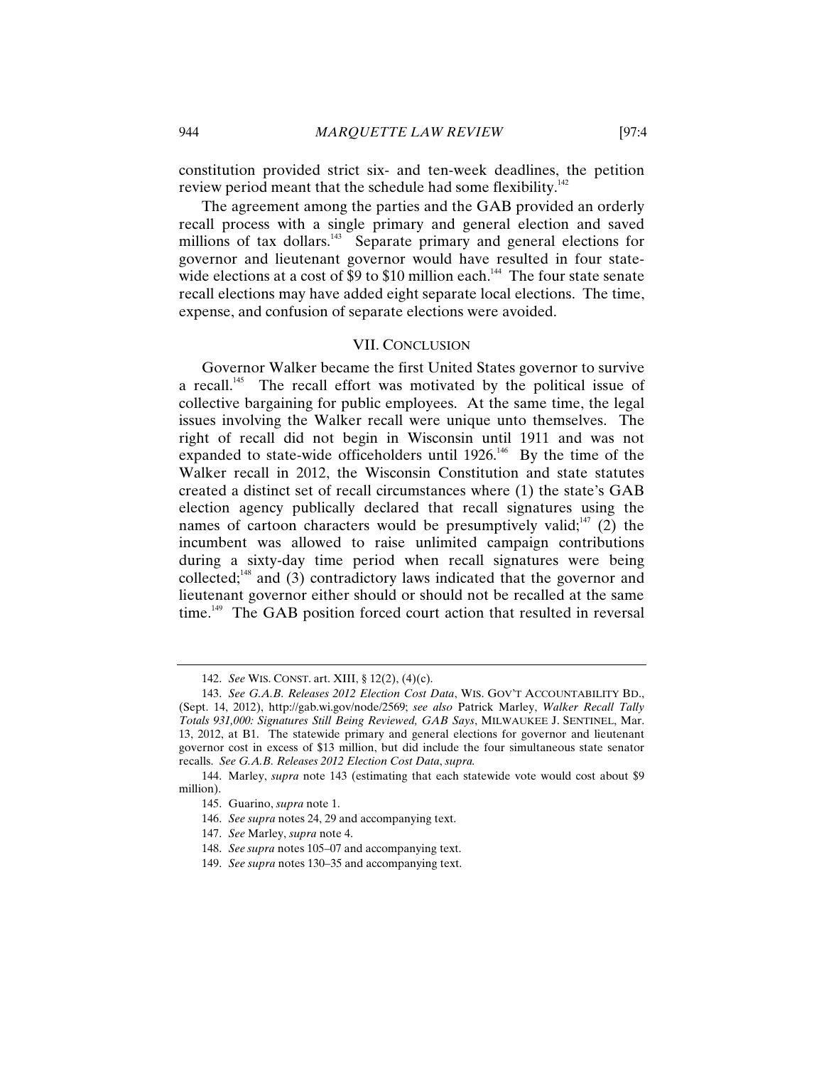constitution provided strict six- and ten-week deadlines, the petition review period meant that the schedule had some flexibility.[142]

The agreement among the parties and the GAB provided an orderly recall process with a single primary and general election and saved millions of tax dollars.[143] Separate primary and general elections for governor and lieutenant governor would have resulted in four state-wide elections at a cost of $9 to $10 million each.[144] The four state senate recall elections may have added eight separate local elections. The time, expense, and confusion of separate elections were avoided.

## VII. CONCLUSION

Governor Walker became the first United States governor to survive a recall.[145] The recall effort was motivated by the political issue of collective bargaining for public employees. At the same time, the legal issues involving the Walker recall were unique unto themselves. The right of recall did not begin in Wisconsin until 1911 and was not expanded to state-wide officeholders until 1926.[146] By the time of the Walker recall in 2012, the Wisconsin Constitution and state statutes created a distinct set of recall circumstances where (1) the state's GAB election agency publically declared that recall signatures using the names of cartoon characters would be presumptively valid;[147] (2) the incumbent was allowed to raise unlimited campaign contributions during a sixty-day time period when recall signatures were being collected;[148] and (3) contradictory laws indicated that the governor and lieutenant governor either should or should not be recalled at the same time.[149] The GAB position forced court action that resulted in reversal

---

142. *See* WIS. CONST. art. XIII, § 12(2), (4)(c).

143. *See G.A.B. Releases 2012 Election Cost Data*, WIS. GOV'T ACCOUNTABILITY BD., (Sept. 14, 2012), http://gab.wi.gov/node/2569; *see also* Patrick Marley, *Walker Recall Tally Totals 931,000: Signatures Still Being Reviewed, GAB Says*, MILWAUKEE J. SENTINEL, Mar. 13, 2012, at B1. The statewide primary and general elections for governor and lieutenant governor cost in excess of $13 million, but did include the four simultaneous state senator recalls. *See G.A.B. Releases 2012 Election Cost Data*, *supra.*

144. Marley, *supra* note 143 (estimating that each statewide vote would cost about $9 million).

145. Guarino, *supra* note 1.

146. *See supra* notes 24, 29 and accompanying text.

147. *See* Marley, *supra* note 4.

148. *See supra* notes 105–07 and accompanying text.

149. *See supra* notes 130–35 and accompanying text.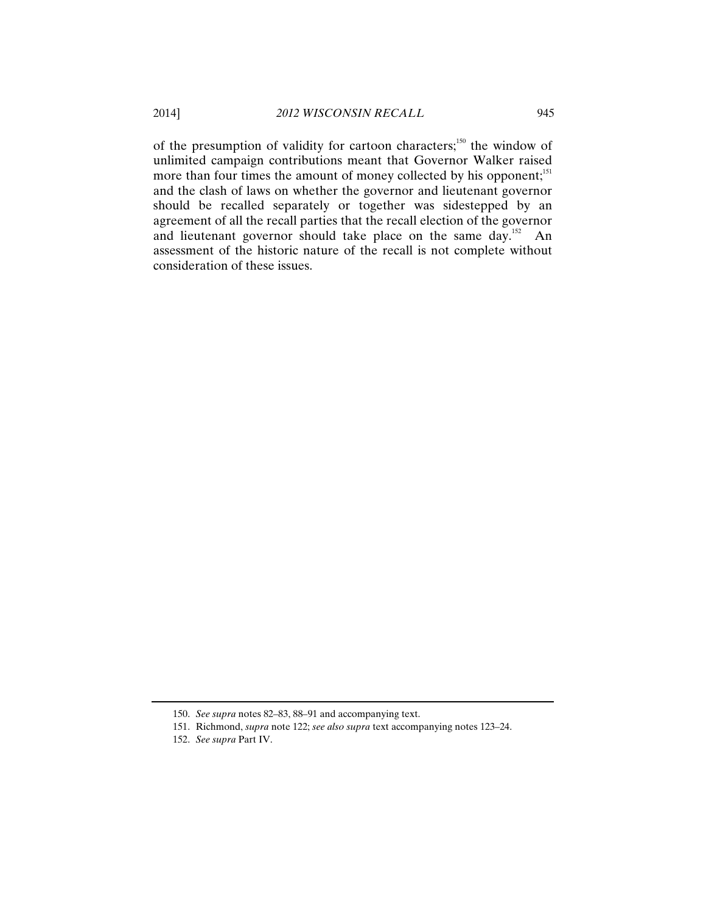of the presumption of validity for cartoon characters;[150] the window of unlimited campaign contributions meant that Governor Walker raised more than four times the amount of money collected by his opponent;[151] and the clash of laws on whether the governor and lieutenant governor should be recalled separately or together was sidestepped by an agreement of all the recall parties that the recall election of the governor and lieutenant governor should take place on the same day.[152] An assessment of the historic nature of the recall is not complete without consideration of these issues.

---

150. *See supra* notes 82–83, 88–91 and accompanying text.

151. Richmond, *supra* note 122; *see also supra* text accompanying notes 123–24.

152. *See supra* Part IV.